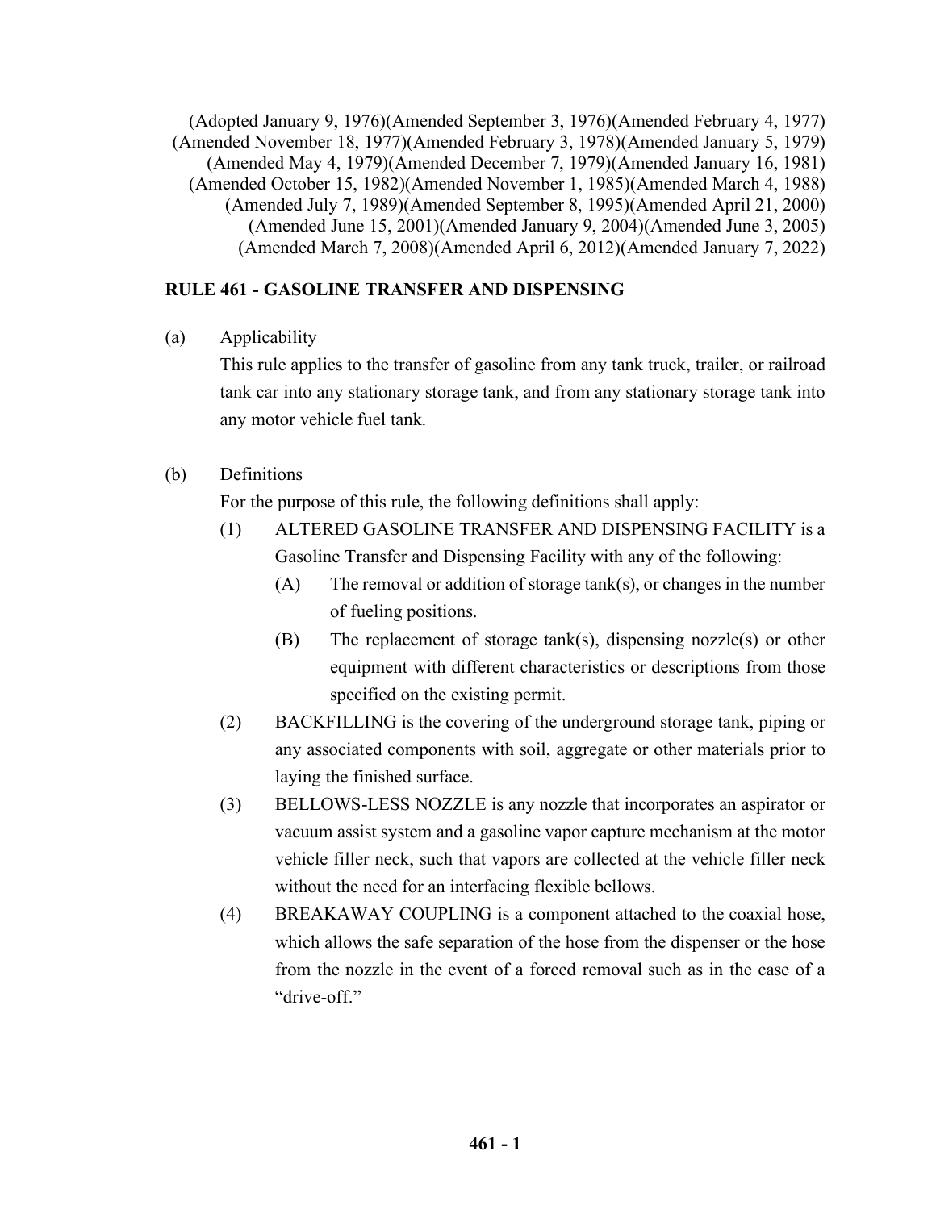(Adopted January 9, 1976)(Amended September 3, 1976)(Amended February 4, 1977)
(Amended November 18, 1977)(Amended February 3, 1978)(Amended January 5, 1979)
(Amended May 4, 1979)(Amended December 7, 1979)(Amended January 16, 1981)
(Amended October 15, 1982)(Amended November 1, 1985)(Amended March 4, 1988)
(Amended July 7, 1989)(Amended September 8, 1995)(Amended April 21, 2000)
(Amended June 15, 2001)(Amended January 9, 2004)(Amended June 3, 2005)
(Amended March 7, 2008)(Amended April 6, 2012)(Amended January 7, 2022)

## RULE 461 - GASOLINE TRANSFER AND DISPENSING

(a) Applicability

This rule applies to the transfer of gasoline from any tank truck, trailer, or railroad tank car into any stationary storage tank, and from any stationary storage tank into any motor vehicle fuel tank.

(b) Definitions

For the purpose of this rule, the following definitions shall apply:

(1) ALTERED GASOLINE TRANSFER AND DISPENSING FACILITY is a Gasoline Transfer and Dispensing Facility with any of the following:

(A) The removal or addition of storage tank(s), or changes in the number of fueling positions.

(B) The replacement of storage tank(s), dispensing nozzle(s) or other equipment with different characteristics or descriptions from those specified on the existing permit.

(2) BACKFILLING is the covering of the underground storage tank, piping or any associated components with soil, aggregate or other materials prior to laying the finished surface.

(3) BELLOWS-LESS NOZZLE is any nozzle that incorporates an aspirator or vacuum assist system and a gasoline vapor capture mechanism at the motor vehicle filler neck, such that vapors are collected at the vehicle filler neck without the need for an interfacing flexible bellows.

(4) BREAKAWAY COUPLING is a component attached to the coaxial hose, which allows the safe separation of the hose from the dispenser or the hose from the nozzle in the event of a forced removal such as in the case of a "drive-off."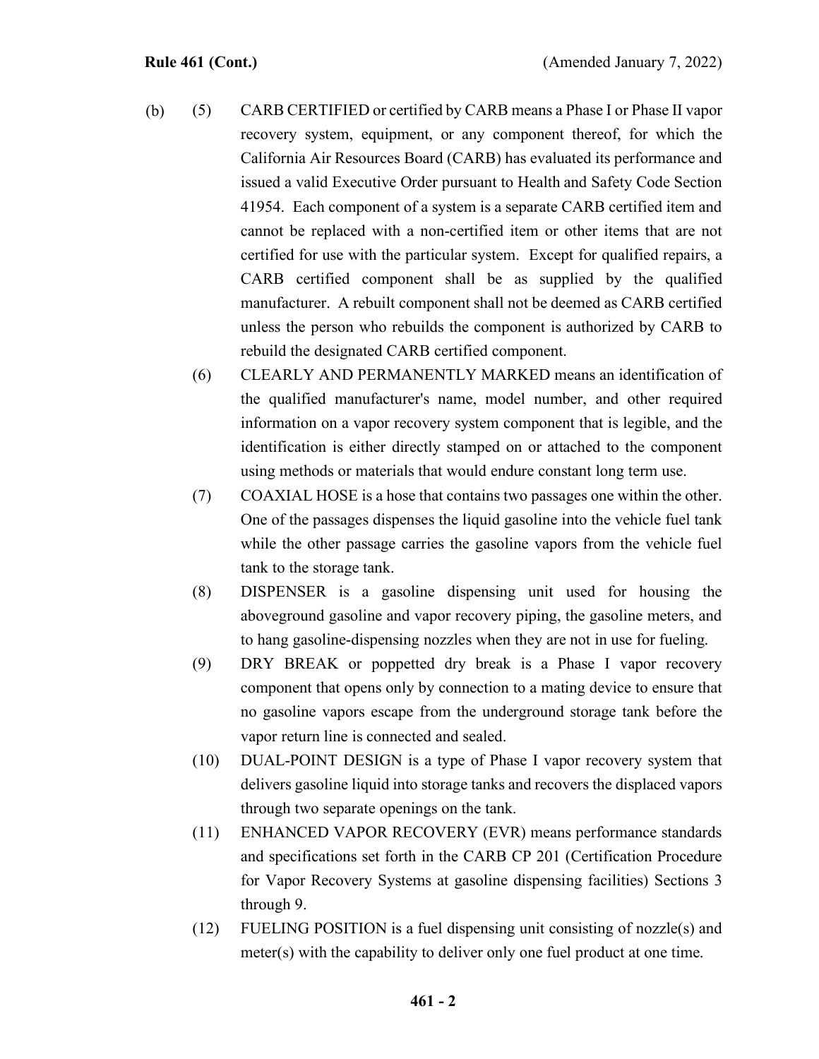(b) (5) CARB CERTIFIED or certified by CARB means a Phase I or Phase II vapor recovery system, equipment, or any component thereof, for which the California Air Resources Board (CARB) has evaluated its performance and issued a valid Executive Order pursuant to Health and Safety Code Section 41954. Each component of a system is a separate CARB certified item and cannot be replaced with a non-certified item or other items that are not certified for use with the particular system. Except for qualified repairs, a CARB certified component shall be as supplied by the qualified manufacturer. A rebuilt component shall not be deemed as CARB certified unless the person who rebuilds the component is authorized by CARB to rebuild the designated CARB certified component.

(6) CLEARLY AND PERMANENTLY MARKED means an identification of the qualified manufacturer's name, model number, and other required information on a vapor recovery system component that is legible, and the identification is either directly stamped on or attached to the component using methods or materials that would endure constant long term use.

(7) COAXIAL HOSE is a hose that contains two passages one within the other. One of the passages dispenses the liquid gasoline into the vehicle fuel tank while the other passage carries the gasoline vapors from the vehicle fuel tank to the storage tank.

(8) DISPENSER is a gasoline dispensing unit used for housing the aboveground gasoline and vapor recovery piping, the gasoline meters, and to hang gasoline-dispensing nozzles when they are not in use for fueling.

(9) DRY BREAK or poppetted dry break is a Phase I vapor recovery component that opens only by connection to a mating device to ensure that no gasoline vapors escape from the underground storage tank before the vapor return line is connected and sealed.

(10) DUAL-POINT DESIGN is a type of Phase I vapor recovery system that delivers gasoline liquid into storage tanks and recovers the displaced vapors through two separate openings on the tank.

(11) ENHANCED VAPOR RECOVERY (EVR) means performance standards and specifications set forth in the CARB CP 201 (Certification Procedure for Vapor Recovery Systems at gasoline dispensing facilities) Sections 3 through 9.

(12) FUELING POSITION is a fuel dispensing unit consisting of nozzle(s) and meter(s) with the capability to deliver only one fuel product at one time.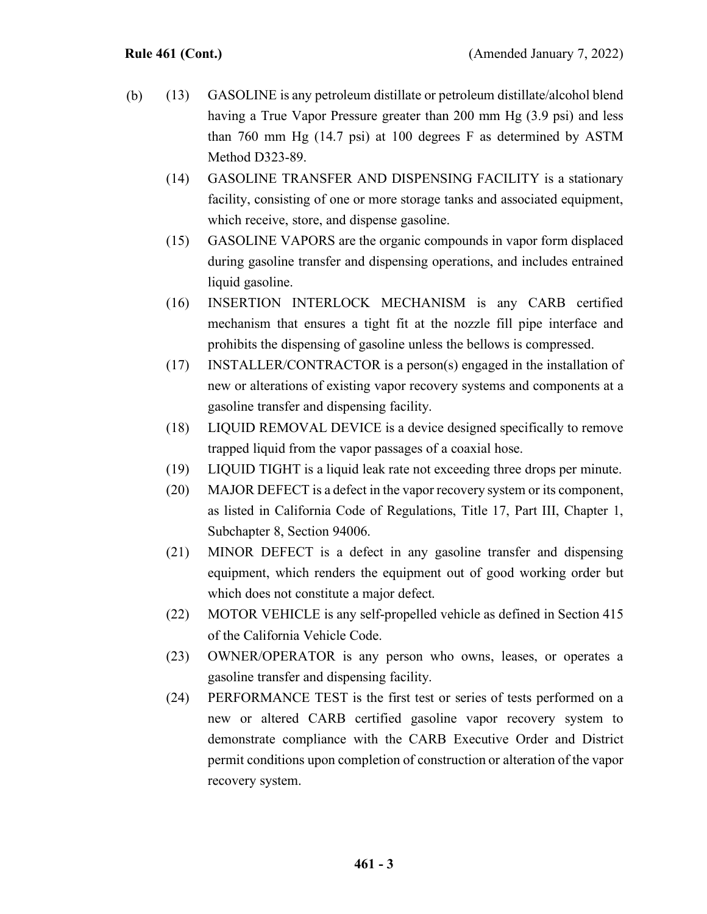(b) (13) GASOLINE is any petroleum distillate or petroleum distillate/alcohol blend having a True Vapor Pressure greater than 200 mm Hg (3.9 psi) and less than 760 mm Hg (14.7 psi) at 100 degrees F as determined by ASTM Method D323-89.

(14) GASOLINE TRANSFER AND DISPENSING FACILITY is a stationary facility, consisting of one or more storage tanks and associated equipment, which receive, store, and dispense gasoline.

(15) GASOLINE VAPORS are the organic compounds in vapor form displaced during gasoline transfer and dispensing operations, and includes entrained liquid gasoline.

(16) INSERTION INTERLOCK MECHANISM is any CARB certified mechanism that ensures a tight fit at the nozzle fill pipe interface and prohibits the dispensing of gasoline unless the bellows is compressed.

(17) INSTALLER/CONTRACTOR is a person(s) engaged in the installation of new or alterations of existing vapor recovery systems and components at a gasoline transfer and dispensing facility.

(18) LIQUID REMOVAL DEVICE is a device designed specifically to remove trapped liquid from the vapor passages of a coaxial hose.

(19) LIQUID TIGHT is a liquid leak rate not exceeding three drops per minute.

(20) MAJOR DEFECT is a defect in the vapor recovery system or its component, as listed in California Code of Regulations, Title 17, Part III, Chapter 1, Subchapter 8, Section 94006.

(21) MINOR DEFECT is a defect in any gasoline transfer and dispensing equipment, which renders the equipment out of good working order but which does not constitute a major defect.

(22) MOTOR VEHICLE is any self-propelled vehicle as defined in Section 415 of the California Vehicle Code.

(23) OWNER/OPERATOR is any person who owns, leases, or operates a gasoline transfer and dispensing facility.

(24) PERFORMANCE TEST is the first test or series of tests performed on a new or altered CARB certified gasoline vapor recovery system to demonstrate compliance with the CARB Executive Order and District permit conditions upon completion of construction or alteration of the vapor recovery system.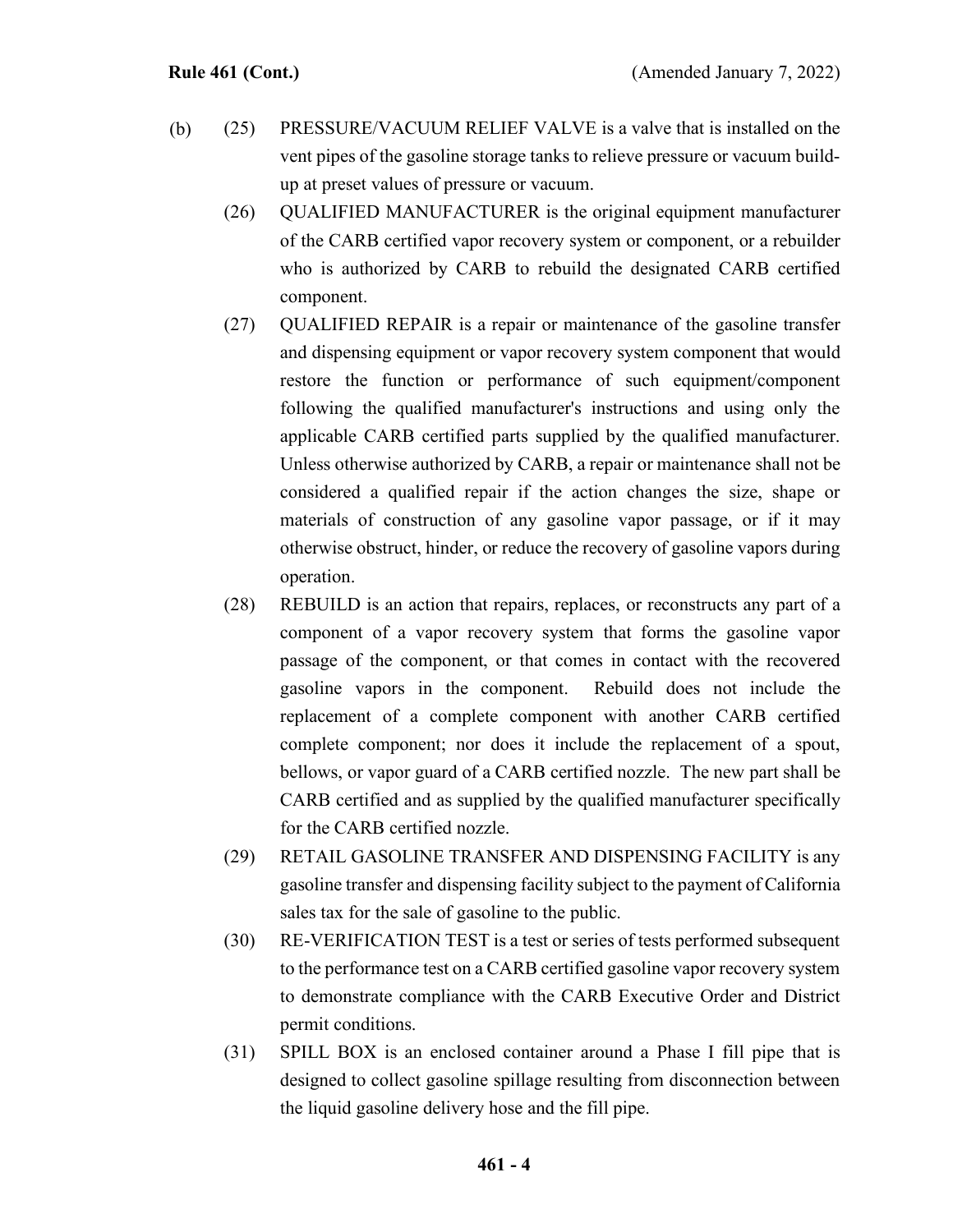(b) (25) PRESSURE/VACUUM RELIEF VALVE is a valve that is installed on the vent pipes of the gasoline storage tanks to relieve pressure or vacuum build-up at preset values of pressure or vacuum.

(26) QUALIFIED MANUFACTURER is the original equipment manufacturer of the CARB certified vapor recovery system or component, or a rebuilder who is authorized by CARB to rebuild the designated CARB certified component.

(27) QUALIFIED REPAIR is a repair or maintenance of the gasoline transfer and dispensing equipment or vapor recovery system component that would restore the function or performance of such equipment/component following the qualified manufacturer's instructions and using only the applicable CARB certified parts supplied by the qualified manufacturer. Unless otherwise authorized by CARB, a repair or maintenance shall not be considered a qualified repair if the action changes the size, shape or materials of construction of any gasoline vapor passage, or if it may otherwise obstruct, hinder, or reduce the recovery of gasoline vapors during operation.

(28) REBUILD is an action that repairs, replaces, or reconstructs any part of a component of a vapor recovery system that forms the gasoline vapor passage of the component, or that comes in contact with the recovered gasoline vapors in the component. Rebuild does not include the replacement of a complete component with another CARB certified complete component; nor does it include the replacement of a spout, bellows, or vapor guard of a CARB certified nozzle. The new part shall be CARB certified and as supplied by the qualified manufacturer specifically for the CARB certified nozzle.

(29) RETAIL GASOLINE TRANSFER AND DISPENSING FACILITY is any gasoline transfer and dispensing facility subject to the payment of California sales tax for the sale of gasoline to the public.

(30) RE-VERIFICATION TEST is a test or series of tests performed subsequent to the performance test on a CARB certified gasoline vapor recovery system to demonstrate compliance with the CARB Executive Order and District permit conditions.

(31) SPILL BOX is an enclosed container around a Phase I fill pipe that is designed to collect gasoline spillage resulting from disconnection between the liquid gasoline delivery hose and the fill pipe.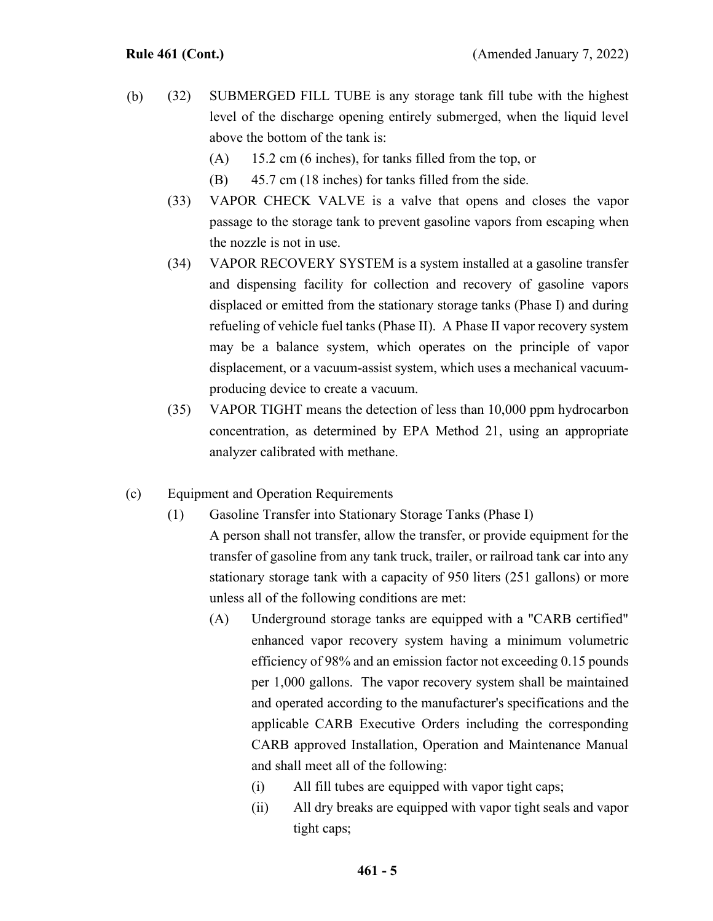(b) (32) SUBMERGED FILL TUBE is any storage tank fill tube with the highest level of the discharge opening entirely submerged, when the liquid level above the bottom of the tank is:

(A) 15.2 cm (6 inches), for tanks filled from the top, or

(B) 45.7 cm (18 inches) for tanks filled from the side.

(33) VAPOR CHECK VALVE is a valve that opens and closes the vapor passage to the storage tank to prevent gasoline vapors from escaping when the nozzle is not in use.

(34) VAPOR RECOVERY SYSTEM is a system installed at a gasoline transfer and dispensing facility for collection and recovery of gasoline vapors displaced or emitted from the stationary storage tanks (Phase I) and during refueling of vehicle fuel tanks (Phase II). A Phase II vapor recovery system may be a balance system, which operates on the principle of vapor displacement, or a vacuum-assist system, which uses a mechanical vacuum-producing device to create a vacuum.

(35) VAPOR TIGHT means the detection of less than 10,000 ppm hydrocarbon concentration, as determined by EPA Method 21, using an appropriate analyzer calibrated with methane.

(c) Equipment and Operation Requirements

(1) Gasoline Transfer into Stationary Storage Tanks (Phase I)

A person shall not transfer, allow the transfer, or provide equipment for the transfer of gasoline from any tank truck, trailer, or railroad tank car into any stationary storage tank with a capacity of 950 liters (251 gallons) or more unless all of the following conditions are met:

(A) Underground storage tanks are equipped with a "CARB certified" enhanced vapor recovery system having a minimum volumetric efficiency of 98% and an emission factor not exceeding 0.15 pounds per 1,000 gallons. The vapor recovery system shall be maintained and operated according to the manufacturer's specifications and the applicable CARB Executive Orders including the corresponding CARB approved Installation, Operation and Maintenance Manual and shall meet all of the following:

(i) All fill tubes are equipped with vapor tight caps;

(ii) All dry breaks are equipped with vapor tight seals and vapor tight caps;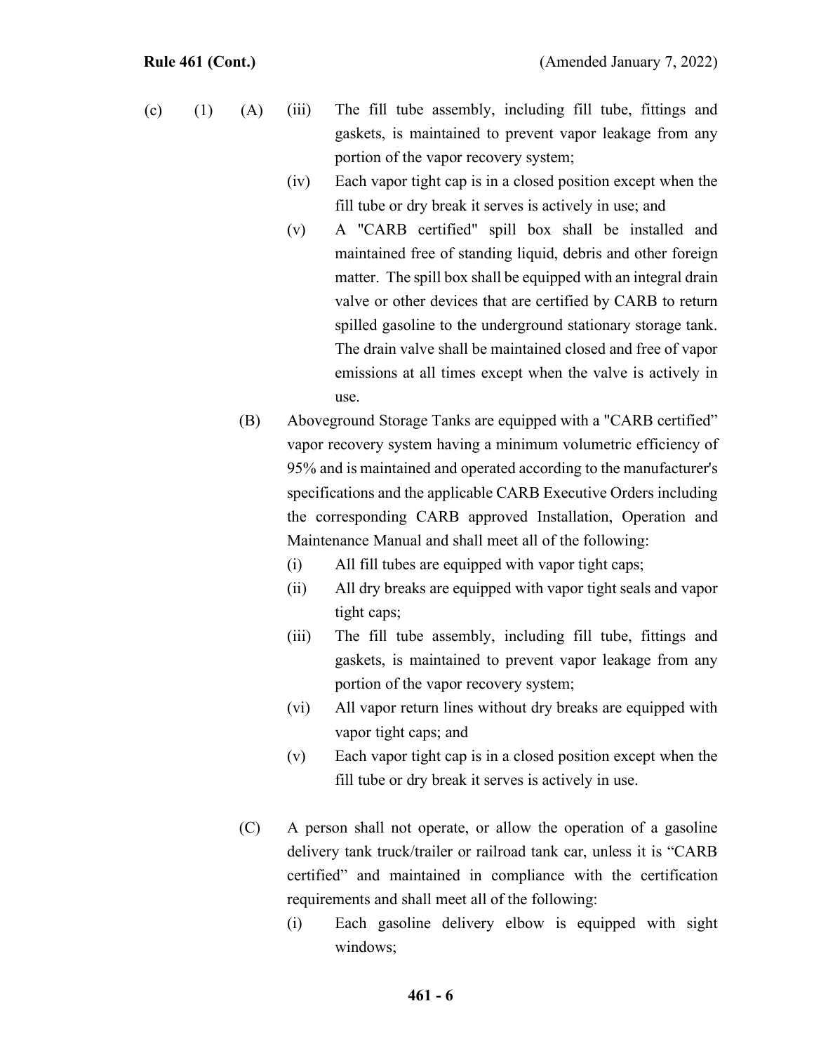(c) (1) (A) (iii) The fill tube assembly, including fill tube, fittings and gaskets, is maintained to prevent vapor leakage from any portion of the vapor recovery system;

(iv) Each vapor tight cap is in a closed position except when the fill tube or dry break it serves is actively in use; and

(v) A "CARB certified" spill box shall be installed and maintained free of standing liquid, debris and other foreign matter. The spill box shall be equipped with an integral drain valve or other devices that are certified by CARB to return spilled gasoline to the underground stationary storage tank. The drain valve shall be maintained closed and free of vapor emissions at all times except when the valve is actively in use.

(B) Aboveground Storage Tanks are equipped with a "CARB certified" vapor recovery system having a minimum volumetric efficiency of 95% and is maintained and operated according to the manufacturer's specifications and the applicable CARB Executive Orders including the corresponding CARB approved Installation, Operation and Maintenance Manual and shall meet all of the following:

(i) All fill tubes are equipped with vapor tight caps;

(ii) All dry breaks are equipped with vapor tight seals and vapor tight caps;

(iii) The fill tube assembly, including fill tube, fittings and gaskets, is maintained to prevent vapor leakage from any portion of the vapor recovery system;

(vi) All vapor return lines without dry breaks are equipped with vapor tight caps; and

(v) Each vapor tight cap is in a closed position except when the fill tube or dry break it serves is actively in use.

(C) A person shall not operate, or allow the operation of a gasoline delivery tank truck/trailer or railroad tank car, unless it is "CARB certified" and maintained in compliance with the certification requirements and shall meet all of the following:

(i) Each gasoline delivery elbow is equipped with sight windows;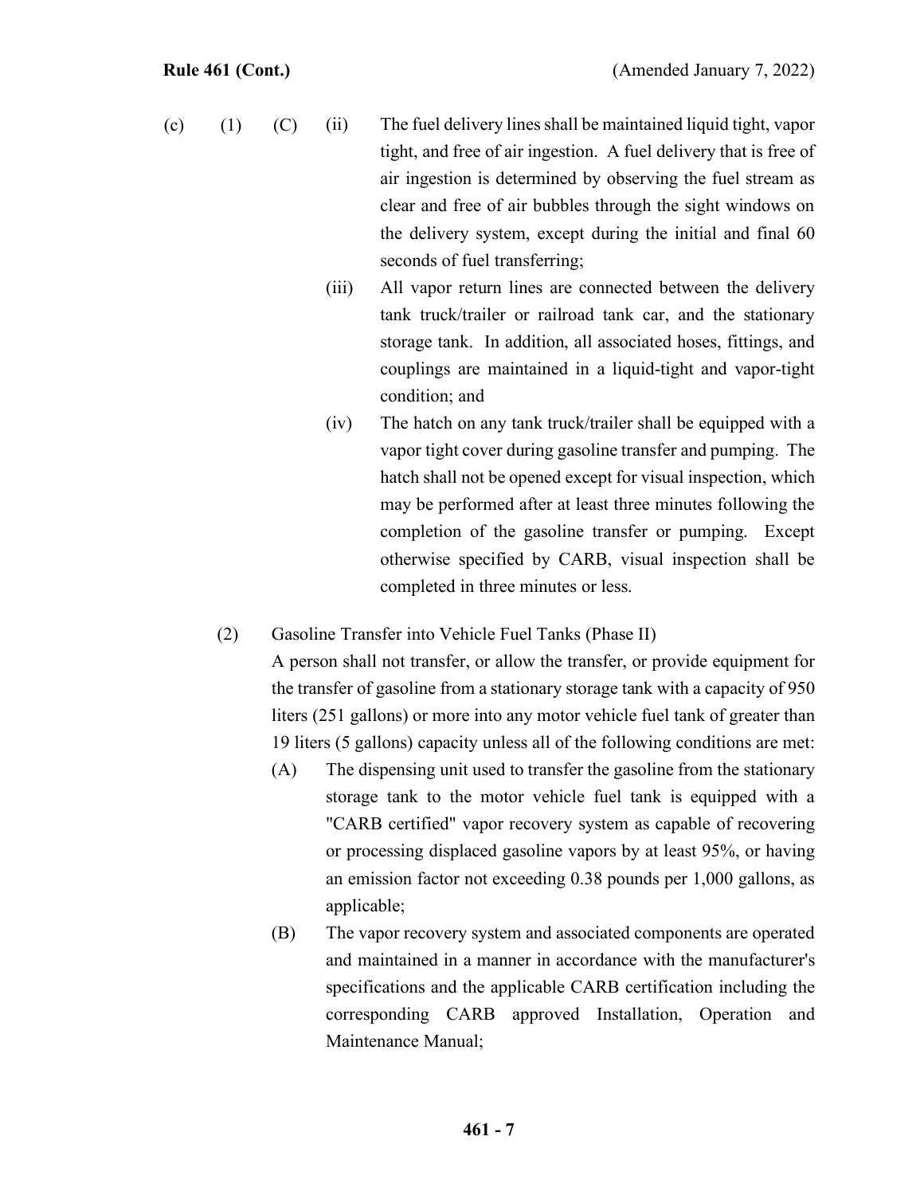(c) (1) (C) (ii) The fuel delivery lines shall be maintained liquid tight, vapor tight, and free of air ingestion. A fuel delivery that is free of air ingestion is determined by observing the fuel stream as clear and free of air bubbles through the sight windows on the delivery system, except during the initial and final 60 seconds of fuel transferring;

(iii) All vapor return lines are connected between the delivery tank truck/trailer or railroad tank car, and the stationary storage tank. In addition, all associated hoses, fittings, and couplings are maintained in a liquid-tight and vapor-tight condition; and

(iv) The hatch on any tank truck/trailer shall be equipped with a vapor tight cover during gasoline transfer and pumping. The hatch shall not be opened except for visual inspection, which may be performed after at least three minutes following the completion of the gasoline transfer or pumping. Except otherwise specified by CARB, visual inspection shall be completed in three minutes or less.

(2) Gasoline Transfer into Vehicle Fuel Tanks (Phase II)

A person shall not transfer, or allow the transfer, or provide equipment for the transfer of gasoline from a stationary storage tank with a capacity of 950 liters (251 gallons) or more into any motor vehicle fuel tank of greater than 19 liters (5 gallons) capacity unless all of the following conditions are met:

(A) The dispensing unit used to transfer the gasoline from the stationary storage tank to the motor vehicle fuel tank is equipped with a "CARB certified" vapor recovery system as capable of recovering or processing displaced gasoline vapors by at least 95%, or having an emission factor not exceeding 0.38 pounds per 1,000 gallons, as applicable;

(B) The vapor recovery system and associated components are operated and maintained in a manner in accordance with the manufacturer's specifications and the applicable CARB certification including the corresponding CARB approved Installation, Operation and Maintenance Manual;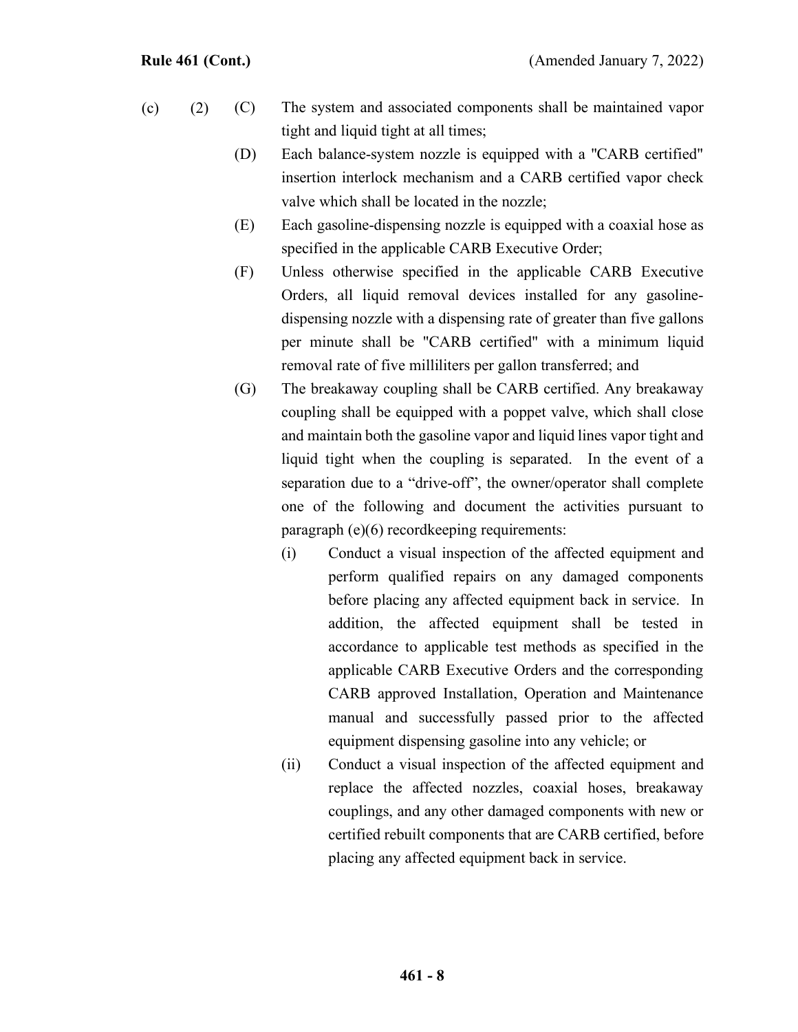(c) (2) (C) The system and associated components shall be maintained vapor tight and liquid tight at all times;

(D) Each balance-system nozzle is equipped with a "CARB certified" insertion interlock mechanism and a CARB certified vapor check valve which shall be located in the nozzle;

(E) Each gasoline-dispensing nozzle is equipped with a coaxial hose as specified in the applicable CARB Executive Order;

(F) Unless otherwise specified in the applicable CARB Executive Orders, all liquid removal devices installed for any gasoline-dispensing nozzle with a dispensing rate of greater than five gallons per minute shall be "CARB certified" with a minimum liquid removal rate of five milliliters per gallon transferred; and

(G) The breakaway coupling shall be CARB certified. Any breakaway coupling shall be equipped with a poppet valve, which shall close and maintain both the gasoline vapor and liquid lines vapor tight and liquid tight when the coupling is separated. In the event of a separation due to a "drive-off", the owner/operator shall complete one of the following and document the activities pursuant to paragraph (e)(6) recordkeeping requirements:

(i) Conduct a visual inspection of the affected equipment and perform qualified repairs on any damaged components before placing any affected equipment back in service. In addition, the affected equipment shall be tested in accordance to applicable test methods as specified in the applicable CARB Executive Orders and the corresponding CARB approved Installation, Operation and Maintenance manual and successfully passed prior to the affected equipment dispensing gasoline into any vehicle; or

(ii) Conduct a visual inspection of the affected equipment and replace the affected nozzles, coaxial hoses, breakaway couplings, and any other damaged components with new or certified rebuilt components that are CARB certified, before placing any affected equipment back in service.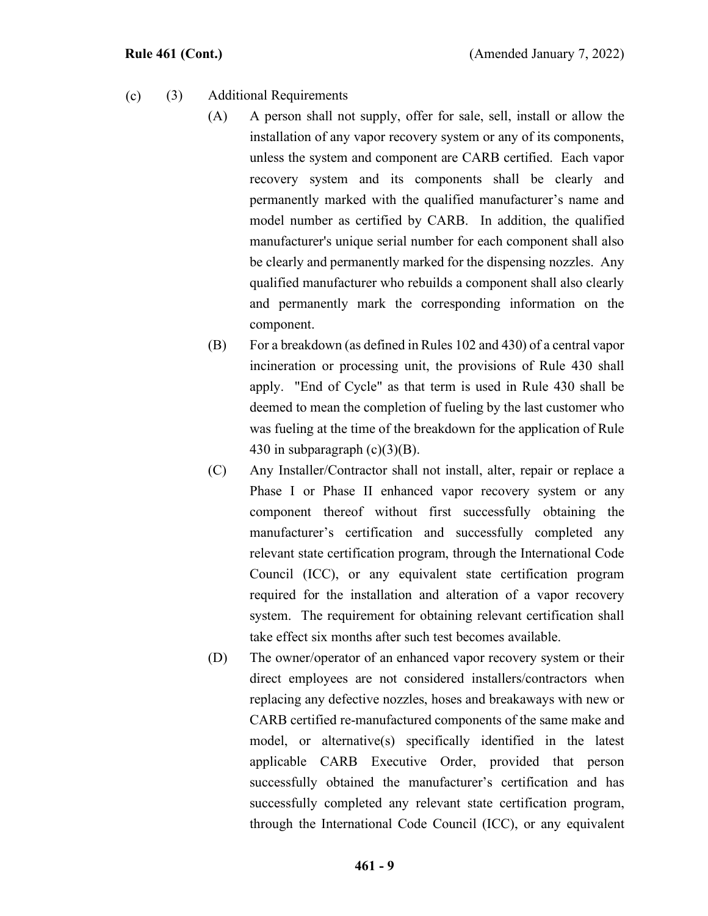(c) (3) Additional Requirements

(A) A person shall not supply, offer for sale, sell, install or allow the installation of any vapor recovery system or any of its components, unless the system and component are CARB certified. Each vapor recovery system and its components shall be clearly and permanently marked with the qualified manufacturer's name and model number as certified by CARB. In addition, the qualified manufacturer's unique serial number for each component shall also be clearly and permanently marked for the dispensing nozzles. Any qualified manufacturer who rebuilds a component shall also clearly and permanently mark the corresponding information on the component.

(B) For a breakdown (as defined in Rules 102 and 430) of a central vapor incineration or processing unit, the provisions of Rule 430 shall apply. "End of Cycle" as that term is used in Rule 430 shall be deemed to mean the completion of fueling by the last customer who was fueling at the time of the breakdown for the application of Rule 430 in subparagraph (c)(3)(B).

(C) Any Installer/Contractor shall not install, alter, repair or replace a Phase I or Phase II enhanced vapor recovery system or any component thereof without first successfully obtaining the manufacturer's certification and successfully completed any relevant state certification program, through the International Code Council (ICC), or any equivalent state certification program required for the installation and alteration of a vapor recovery system. The requirement for obtaining relevant certification shall take effect six months after such test becomes available.

(D) The owner/operator of an enhanced vapor recovery system or their direct employees are not considered installers/contractors when replacing any defective nozzles, hoses and breakaways with new or CARB certified re-manufactured components of the same make and model, or alternative(s) specifically identified in the latest applicable CARB Executive Order, provided that person successfully obtained the manufacturer's certification and has successfully completed any relevant state certification program, through the International Code Council (ICC), or any equivalent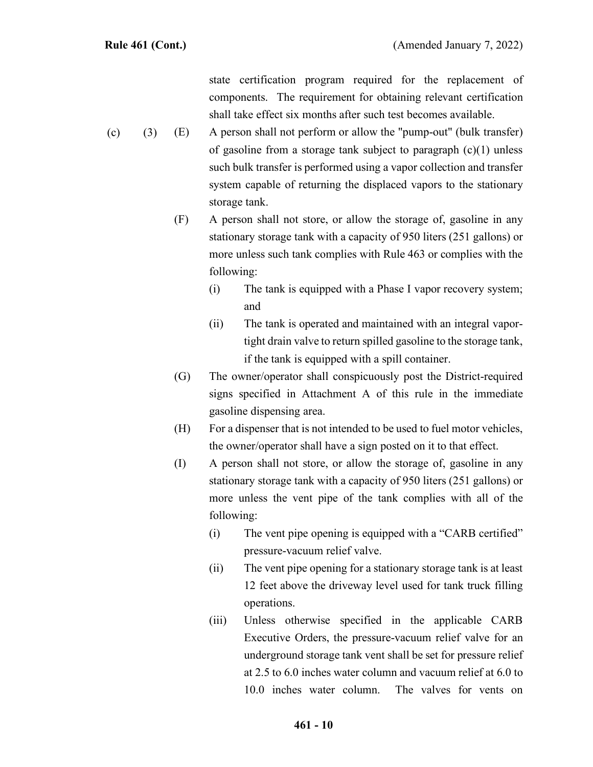state certification program required for the replacement of components. The requirement for obtaining relevant certification shall take effect six months after such test becomes available.

(c) (3) (E) A person shall not perform or allow the "pump-out" (bulk transfer) of gasoline from a storage tank subject to paragraph (c)(1) unless such bulk transfer is performed using a vapor collection and transfer system capable of returning the displaced vapors to the stationary storage tank.

(F) A person shall not store, or allow the storage of, gasoline in any stationary storage tank with a capacity of 950 liters (251 gallons) or more unless such tank complies with Rule 463 or complies with the following:

(i) The tank is equipped with a Phase I vapor recovery system; and

(ii) The tank is operated and maintained with an integral vapor-tight drain valve to return spilled gasoline to the storage tank, if the tank is equipped with a spill container.

(G) The owner/operator shall conspicuously post the District-required signs specified in Attachment A of this rule in the immediate gasoline dispensing area.

(H) For a dispenser that is not intended to be used to fuel motor vehicles, the owner/operator shall have a sign posted on it to that effect.

(I) A person shall not store, or allow the storage of, gasoline in any stationary storage tank with a capacity of 950 liters (251 gallons) or more unless the vent pipe of the tank complies with all of the following:

(i) The vent pipe opening is equipped with a "CARB certified" pressure-vacuum relief valve.

(ii) The vent pipe opening for a stationary storage tank is at least 12 feet above the driveway level used for tank truck filling operations.

(iii) Unless otherwise specified in the applicable CARB Executive Orders, the pressure-vacuum relief valve for an underground storage tank vent shall be set for pressure relief at 2.5 to 6.0 inches water column and vacuum relief at 6.0 to 10.0 inches water column. The valves for vents on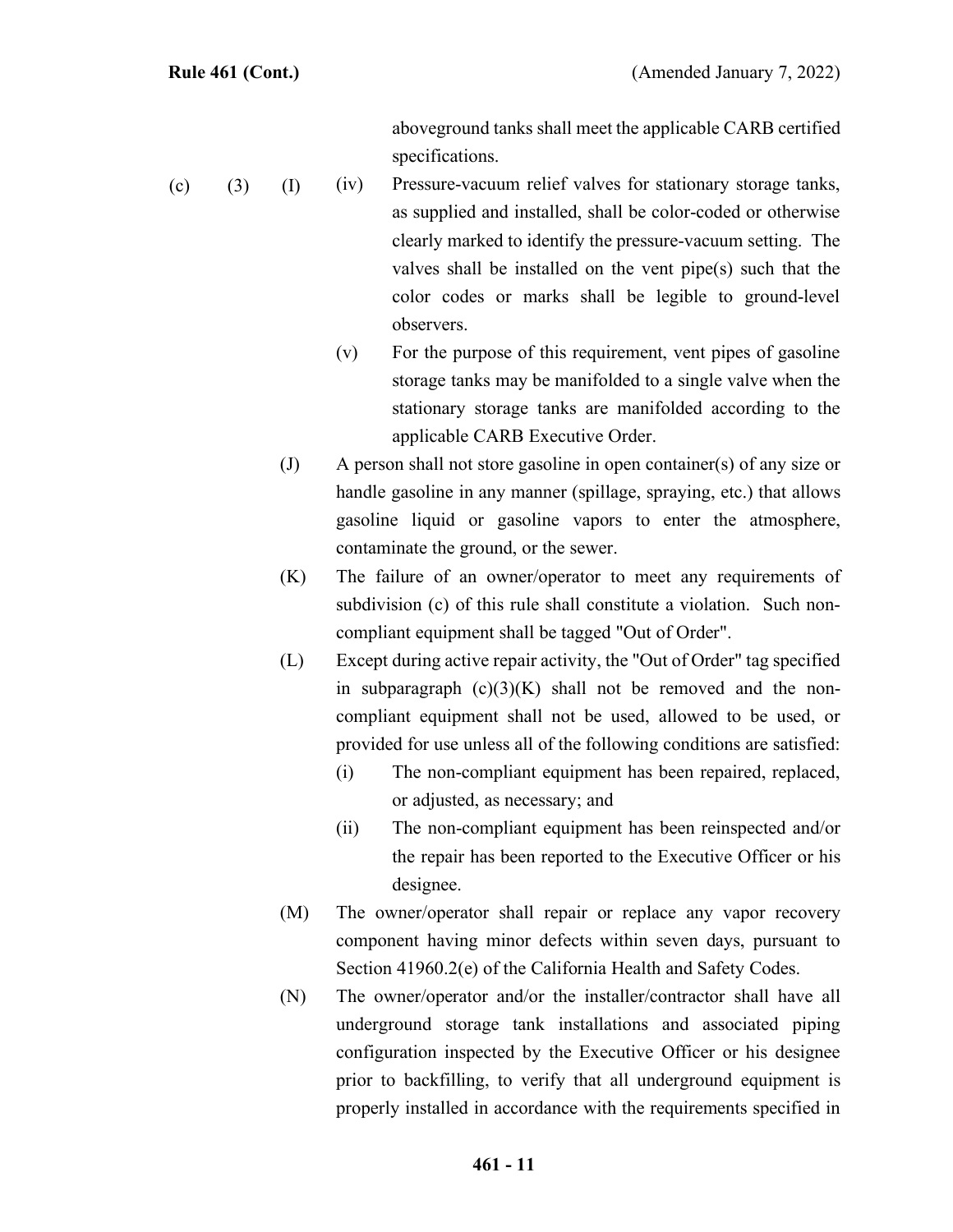aboveground tanks shall meet the applicable CARB certified specifications.

(c) (3) (I) (iv) Pressure-vacuum relief valves for stationary storage tanks, as supplied and installed, shall be color-coded or otherwise clearly marked to identify the pressure-vacuum setting. The valves shall be installed on the vent pipe(s) such that the color codes or marks shall be legible to ground-level observers.

(v) For the purpose of this requirement, vent pipes of gasoline storage tanks may be manifolded to a single valve when the stationary storage tanks are manifolded according to the applicable CARB Executive Order.

(J) A person shall not store gasoline in open container(s) of any size or handle gasoline in any manner (spillage, spraying, etc.) that allows gasoline liquid or gasoline vapors to enter the atmosphere, contaminate the ground, or the sewer.

(K) The failure of an owner/operator to meet any requirements of subdivision (c) of this rule shall constitute a violation. Such non-compliant equipment shall be tagged "Out of Order".

(L) Except during active repair activity, the "Out of Order" tag specified in subparagraph (c)(3)(K) shall not be removed and the non-compliant equipment shall not be used, allowed to be used, or provided for use unless all of the following conditions are satisfied:

(i) The non-compliant equipment has been repaired, replaced, or adjusted, as necessary; and

(ii) The non-compliant equipment has been reinspected and/or the repair has been reported to the Executive Officer or his designee.

(M) The owner/operator shall repair or replace any vapor recovery component having minor defects within seven days, pursuant to Section 41960.2(e) of the California Health and Safety Codes.

(N) The owner/operator and/or the installer/contractor shall have all underground storage tank installations and associated piping configuration inspected by the Executive Officer or his designee prior to backfilling, to verify that all underground equipment is properly installed in accordance with the requirements specified in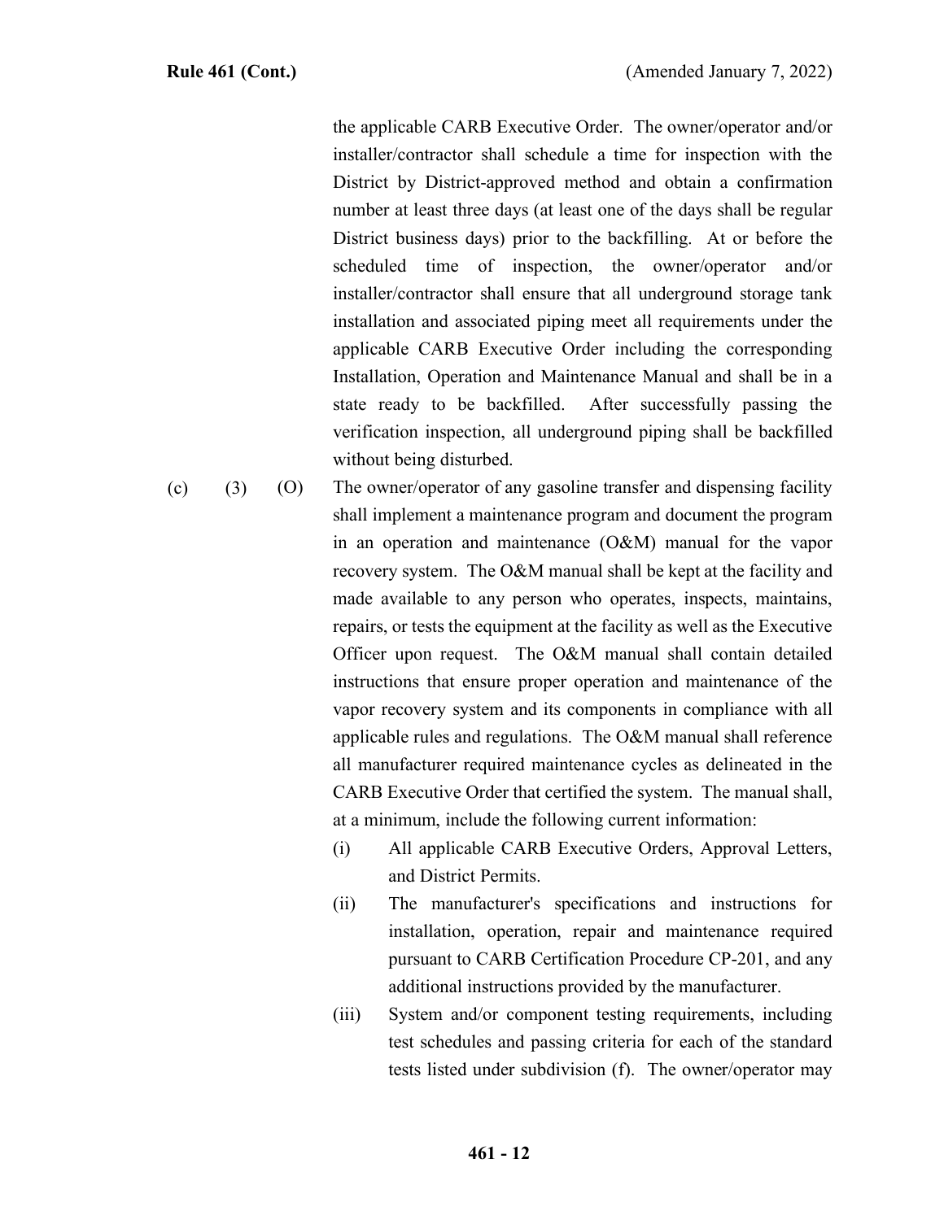the applicable CARB Executive Order. The owner/operator and/or installer/contractor shall schedule a time for inspection with the District by District-approved method and obtain a confirmation number at least three days (at least one of the days shall be regular District business days) prior to the backfilling. At or before the scheduled time of inspection, the owner/operator and/or installer/contractor shall ensure that all underground storage tank installation and associated piping meet all requirements under the applicable CARB Executive Order including the corresponding Installation, Operation and Maintenance Manual and shall be in a state ready to be backfilled. After successfully passing the verification inspection, all underground piping shall be backfilled without being disturbed.

(c) (3) (O) The owner/operator of any gasoline transfer and dispensing facility shall implement a maintenance program and document the program in an operation and maintenance (O&M) manual for the vapor recovery system. The O&M manual shall be kept at the facility and made available to any person who operates, inspects, maintains, repairs, or tests the equipment at the facility as well as the Executive Officer upon request. The O&M manual shall contain detailed instructions that ensure proper operation and maintenance of the vapor recovery system and its components in compliance with all applicable rules and regulations. The O&M manual shall reference all manufacturer required maintenance cycles as delineated in the CARB Executive Order that certified the system. The manual shall, at a minimum, include the following current information:

(i) All applicable CARB Executive Orders, Approval Letters, and District Permits.

(ii) The manufacturer's specifications and instructions for installation, operation, repair and maintenance required pursuant to CARB Certification Procedure CP-201, and any additional instructions provided by the manufacturer.

(iii) System and/or component testing requirements, including test schedules and passing criteria for each of the standard tests listed under subdivision (f). The owner/operator may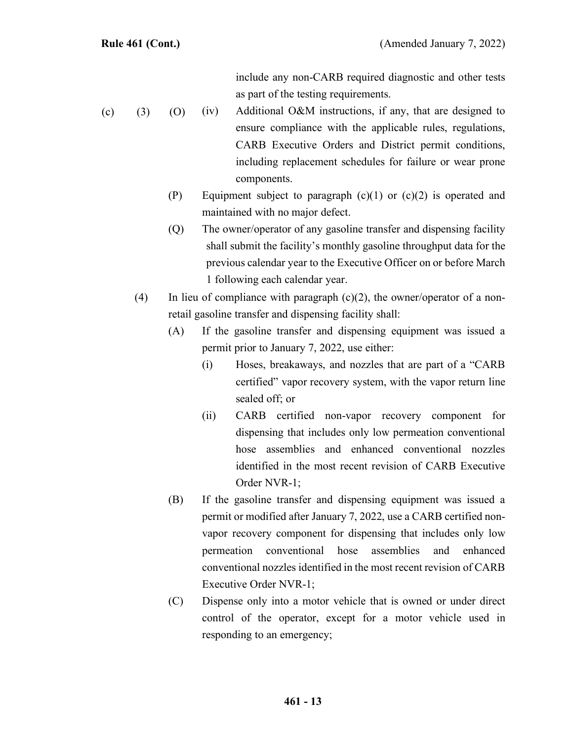include any non-CARB required diagnostic and other tests as part of the testing requirements.

(c) (3) (O) (iv) Additional O&M instructions, if any, that are designed to ensure compliance with the applicable rules, regulations, CARB Executive Orders and District permit conditions, including replacement schedules for failure or wear prone components.

(P) Equipment subject to paragraph (c)(1) or (c)(2) is operated and maintained with no major defect.

(Q) The owner/operator of any gasoline transfer and dispensing facility shall submit the facility's monthly gasoline throughput data for the previous calendar year to the Executive Officer on or before March 1 following each calendar year.

(4) In lieu of compliance with paragraph (c)(2), the owner/operator of a non-retail gasoline transfer and dispensing facility shall:

(A) If the gasoline transfer and dispensing equipment was issued a permit prior to January 7, 2022, use either:

(i) Hoses, breakaways, and nozzles that are part of a "CARB certified" vapor recovery system, with the vapor return line sealed off; or

(ii) CARB certified non-vapor recovery component for dispensing that includes only low permeation conventional hose assemblies and enhanced conventional nozzles identified in the most recent revision of CARB Executive Order NVR-1;

(B) If the gasoline transfer and dispensing equipment was issued a permit or modified after January 7, 2022, use a CARB certified non-vapor recovery component for dispensing that includes only low permeation conventional hose assemblies and enhanced conventional nozzles identified in the most recent revision of CARB Executive Order NVR-1;

(C) Dispense only into a motor vehicle that is owned or under direct control of the operator, except for a motor vehicle used in responding to an emergency;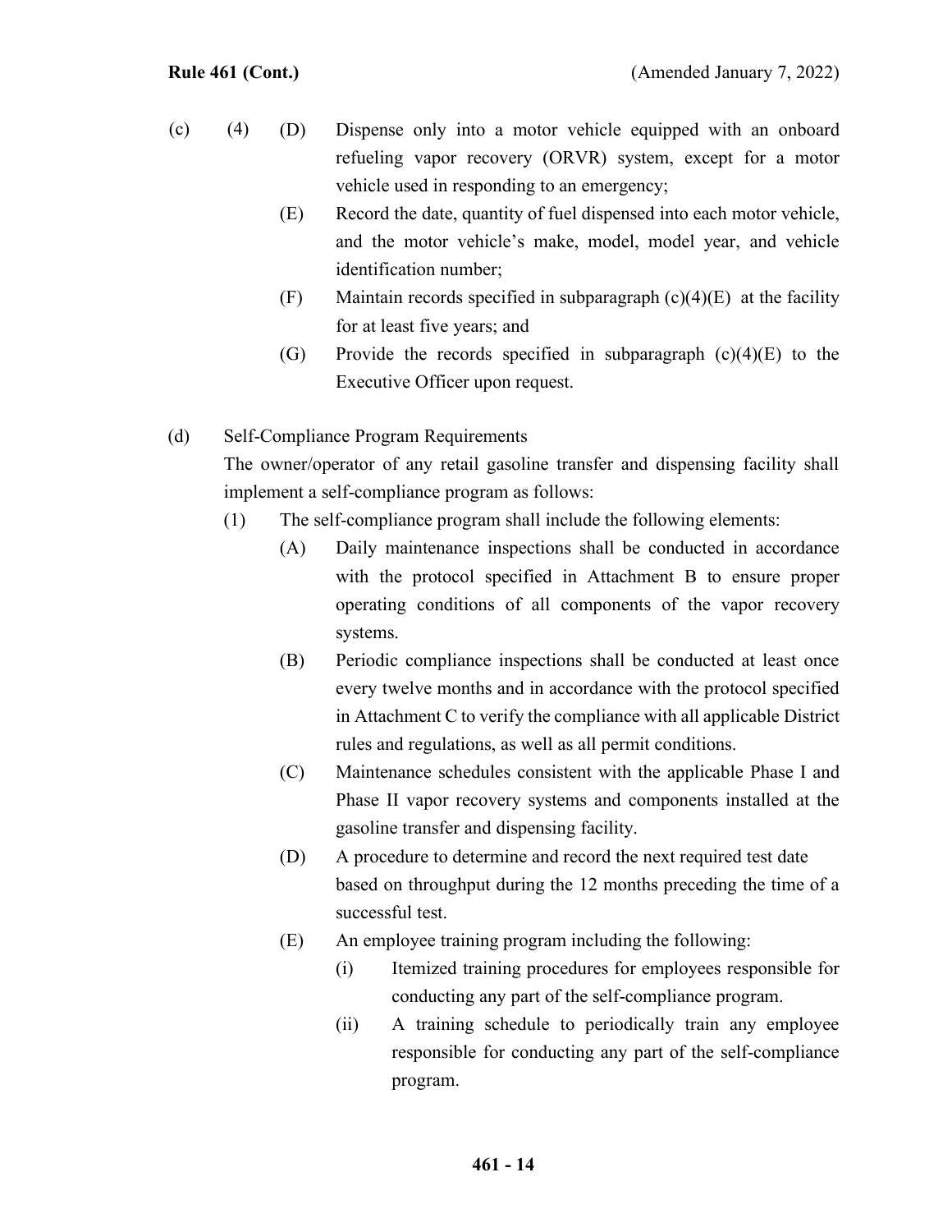(c) (4) (D) Dispense only into a motor vehicle equipped with an onboard refueling vapor recovery (ORVR) system, except for a motor vehicle used in responding to an emergency;

(E) Record the date, quantity of fuel dispensed into each motor vehicle, and the motor vehicle's make, model, model year, and vehicle identification number;

(F) Maintain records specified in subparagraph (c)(4)(E) at the facility for at least five years; and

(G) Provide the records specified in subparagraph (c)(4)(E) to the Executive Officer upon request.

(d) Self-Compliance Program Requirements

The owner/operator of any retail gasoline transfer and dispensing facility shall implement a self-compliance program as follows:

(1) The self-compliance program shall include the following elements:

(A) Daily maintenance inspections shall be conducted in accordance with the protocol specified in Attachment B to ensure proper operating conditions of all components of the vapor recovery systems.

(B) Periodic compliance inspections shall be conducted at least once every twelve months and in accordance with the protocol specified in Attachment C to verify the compliance with all applicable District rules and regulations, as well as all permit conditions.

(C) Maintenance schedules consistent with the applicable Phase I and Phase II vapor recovery systems and components installed at the gasoline transfer and dispensing facility.

(D) A procedure to determine and record the next required test date based on throughput during the 12 months preceding the time of a successful test.

(E) An employee training program including the following:

(i) Itemized training procedures for employees responsible for conducting any part of the self-compliance program.

(ii) A training schedule to periodically train any employee responsible for conducting any part of the self-compliance program.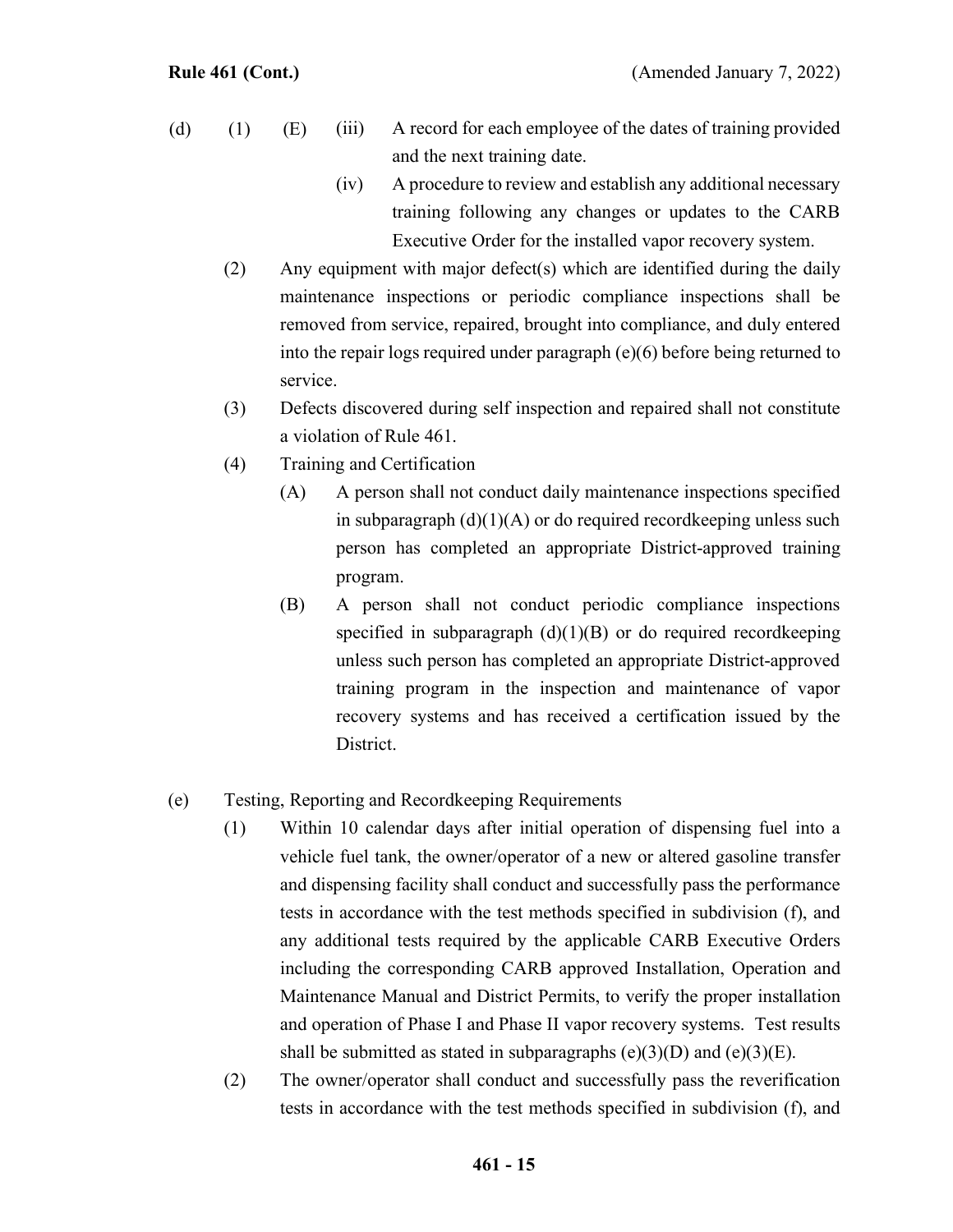(d) (1) (E) (iii) A record for each employee of the dates of training provided and the next training date.

(iv) A procedure to review and establish any additional necessary training following any changes or updates to the CARB Executive Order for the installed vapor recovery system.

(2) Any equipment with major defect(s) which are identified during the daily maintenance inspections or periodic compliance inspections shall be removed from service, repaired, brought into compliance, and duly entered into the repair logs required under paragraph (e)(6) before being returned to service.

(3) Defects discovered during self inspection and repaired shall not constitute a violation of Rule 461.

(4) Training and Certification

(A) A person shall not conduct daily maintenance inspections specified in subparagraph (d)(1)(A) or do required recordkeeping unless such person has completed an appropriate District-approved training program.

(B) A person shall not conduct periodic compliance inspections specified in subparagraph (d)(1)(B) or do required recordkeeping unless such person has completed an appropriate District-approved training program in the inspection and maintenance of vapor recovery systems and has received a certification issued by the District.

(e) Testing, Reporting and Recordkeeping Requirements

(1) Within 10 calendar days after initial operation of dispensing fuel into a vehicle fuel tank, the owner/operator of a new or altered gasoline transfer and dispensing facility shall conduct and successfully pass the performance tests in accordance with the test methods specified in subdivision (f), and any additional tests required by the applicable CARB Executive Orders including the corresponding CARB approved Installation, Operation and Maintenance Manual and District Permits, to verify the proper installation and operation of Phase I and Phase II vapor recovery systems. Test results shall be submitted as stated in subparagraphs (e)(3)(D) and (e)(3)(E).

(2) The owner/operator shall conduct and successfully pass the reverification tests in accordance with the test methods specified in subdivision (f), and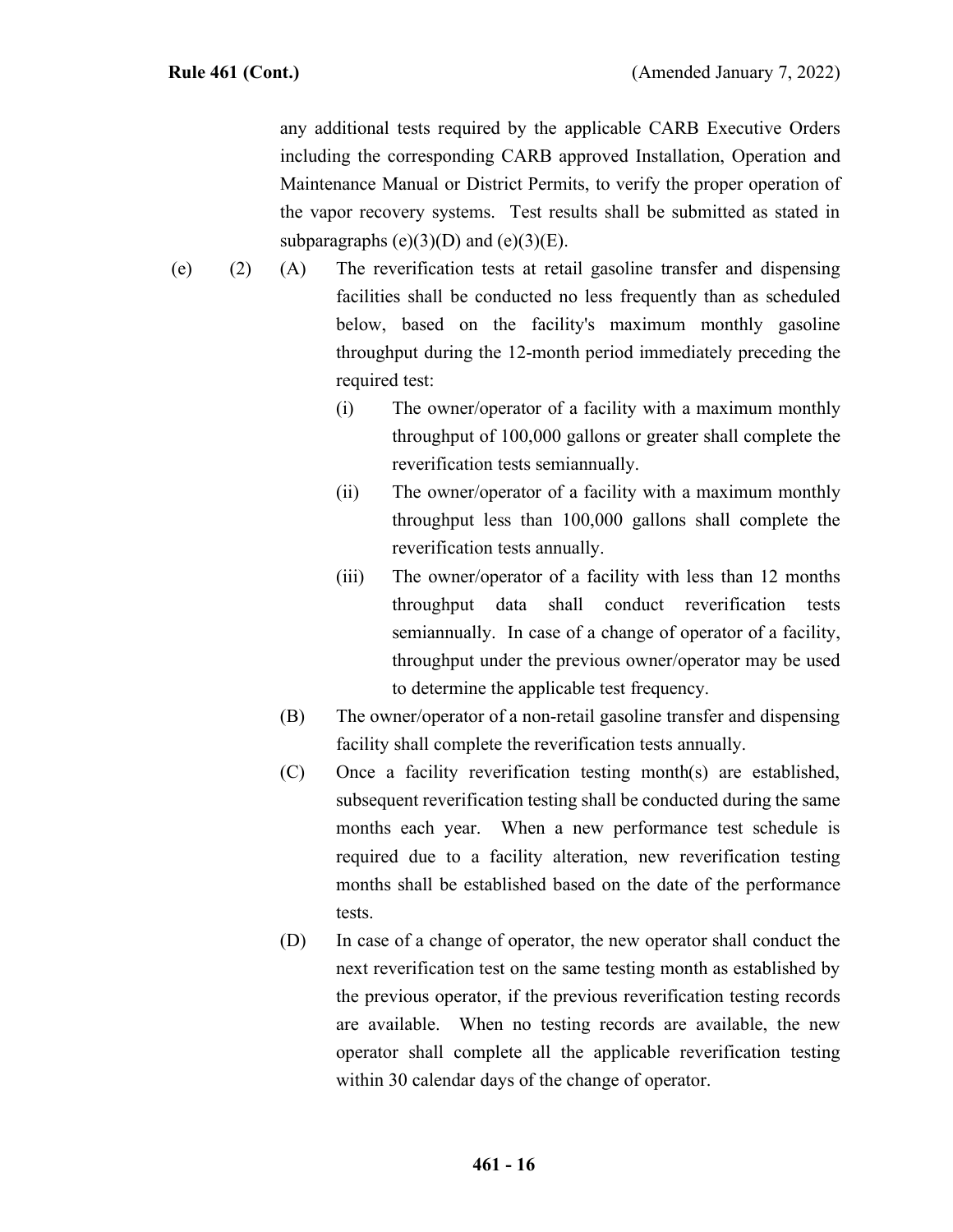any additional tests required by the applicable CARB Executive Orders including the corresponding CARB approved Installation, Operation and Maintenance Manual or District Permits, to verify the proper operation of the vapor recovery systems. Test results shall be submitted as stated in subparagraphs (e)(3)(D) and (e)(3)(E).

(e) (2) (A) The reverification tests at retail gasoline transfer and dispensing facilities shall be conducted no less frequently than as scheduled below, based on the facility's maximum monthly gasoline throughput during the 12-month period immediately preceding the required test:

(i) The owner/operator of a facility with a maximum monthly throughput of 100,000 gallons or greater shall complete the reverification tests semiannually.

(ii) The owner/operator of a facility with a maximum monthly throughput less than 100,000 gallons shall complete the reverification tests annually.

(iii) The owner/operator of a facility with less than 12 months throughput data shall conduct reverification tests semiannually. In case of a change of operator of a facility, throughput under the previous owner/operator may be used to determine the applicable test frequency.

(B) The owner/operator of a non-retail gasoline transfer and dispensing facility shall complete the reverification tests annually.

(C) Once a facility reverification testing month(s) are established, subsequent reverification testing shall be conducted during the same months each year. When a new performance test schedule is required due to a facility alteration, new reverification testing months shall be established based on the date of the performance tests.

(D) In case of a change of operator, the new operator shall conduct the next reverification test on the same testing month as established by the previous operator, if the previous reverification testing records are available. When no testing records are available, the new operator shall complete all the applicable reverification testing within 30 calendar days of the change of operator.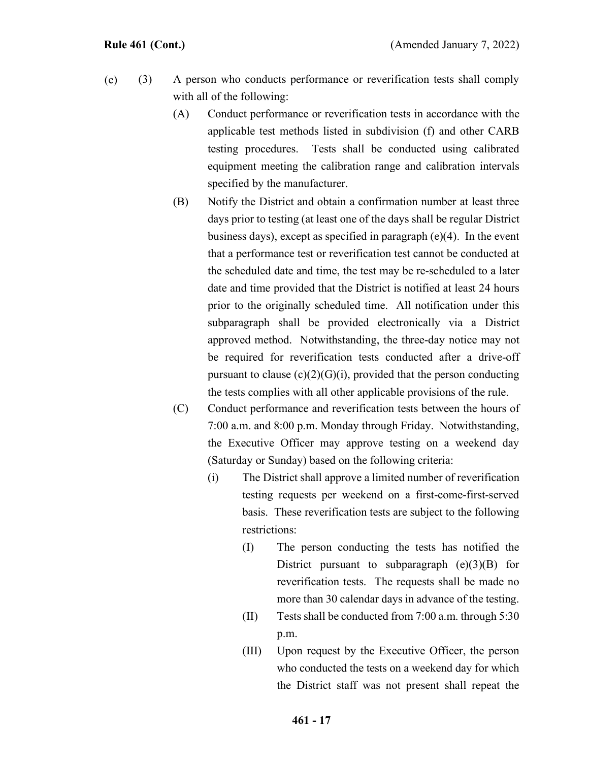(e) (3) A person who conducts performance or reverification tests shall comply with all of the following:

(A) Conduct performance or reverification tests in accordance with the applicable test methods listed in subdivision (f) and other CARB testing procedures. Tests shall be conducted using calibrated equipment meeting the calibration range and calibration intervals specified by the manufacturer.

(B) Notify the District and obtain a confirmation number at least three days prior to testing (at least one of the days shall be regular District business days), except as specified in paragraph (e)(4). In the event that a performance test or reverification test cannot be conducted at the scheduled date and time, the test may be re-scheduled to a later date and time provided that the District is notified at least 24 hours prior to the originally scheduled time. All notification under this subparagraph shall be provided electronically via a District approved method. Notwithstanding, the three-day notice may not be required for reverification tests conducted after a drive-off pursuant to clause (c)(2)(G)(i), provided that the person conducting the tests complies with all other applicable provisions of the rule.

(C) Conduct performance and reverification tests between the hours of 7:00 a.m. and 8:00 p.m. Monday through Friday. Notwithstanding, the Executive Officer may approve testing on a weekend day (Saturday or Sunday) based on the following criteria:

(i) The District shall approve a limited number of reverification testing requests per weekend on a first-come-first-served basis. These reverification tests are subject to the following restrictions:

(I) The person conducting the tests has notified the District pursuant to subparagraph (e)(3)(B) for reverification tests. The requests shall be made no more than 30 calendar days in advance of the testing.

(II) Tests shall be conducted from 7:00 a.m. through 5:30 p.m.

(III) Upon request by the Executive Officer, the person who conducted the tests on a weekend day for which the District staff was not present shall repeat the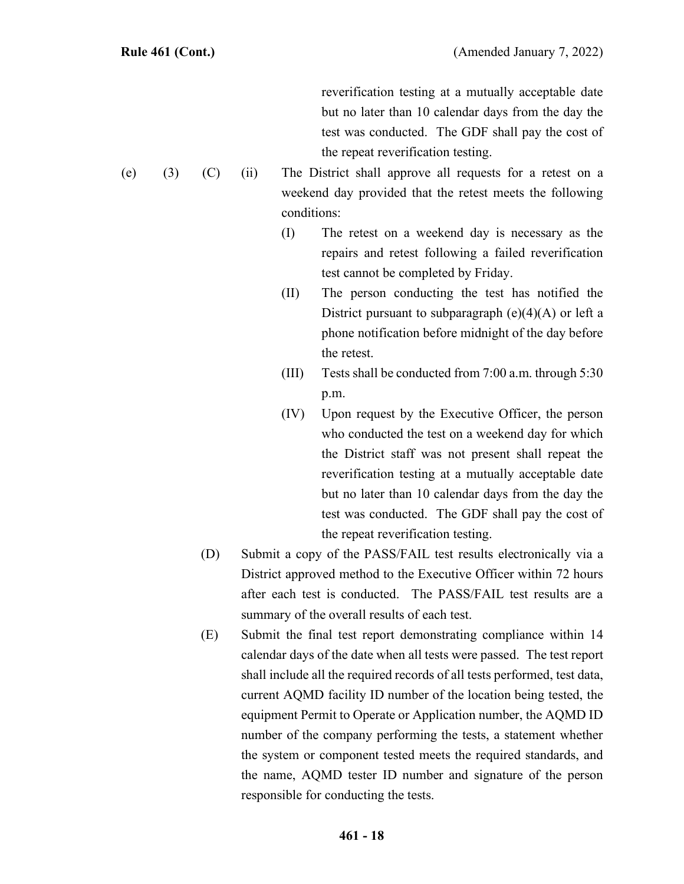reverification testing at a mutually acceptable date but no later than 10 calendar days from the day the test was conducted. The GDF shall pay the cost of the repeat reverification testing.

(e) (3) (C) (ii) The District shall approve all requests for a retest on a weekend day provided that the retest meets the following conditions:

(I) The retest on a weekend day is necessary as the repairs and retest following a failed reverification test cannot be completed by Friday.

(II) The person conducting the test has notified the District pursuant to subparagraph (e)(4)(A) or left a phone notification before midnight of the day before the retest.

(III) Tests shall be conducted from 7:00 a.m. through 5:30 p.m.

(IV) Upon request by the Executive Officer, the person who conducted the test on a weekend day for which the District staff was not present shall repeat the reverification testing at a mutually acceptable date but no later than 10 calendar days from the day the test was conducted. The GDF shall pay the cost of the repeat reverification testing.

(D) Submit a copy of the PASS/FAIL test results electronically via a District approved method to the Executive Officer within 72 hours after each test is conducted. The PASS/FAIL test results are a summary of the overall results of each test.

(E) Submit the final test report demonstrating compliance within 14 calendar days of the date when all tests were passed. The test report shall include all the required records of all tests performed, test data, current AQMD facility ID number of the location being tested, the equipment Permit to Operate or Application number, the AQMD ID number of the company performing the tests, a statement whether the system or component tested meets the required standards, and the name, AQMD tester ID number and signature of the person responsible for conducting the tests.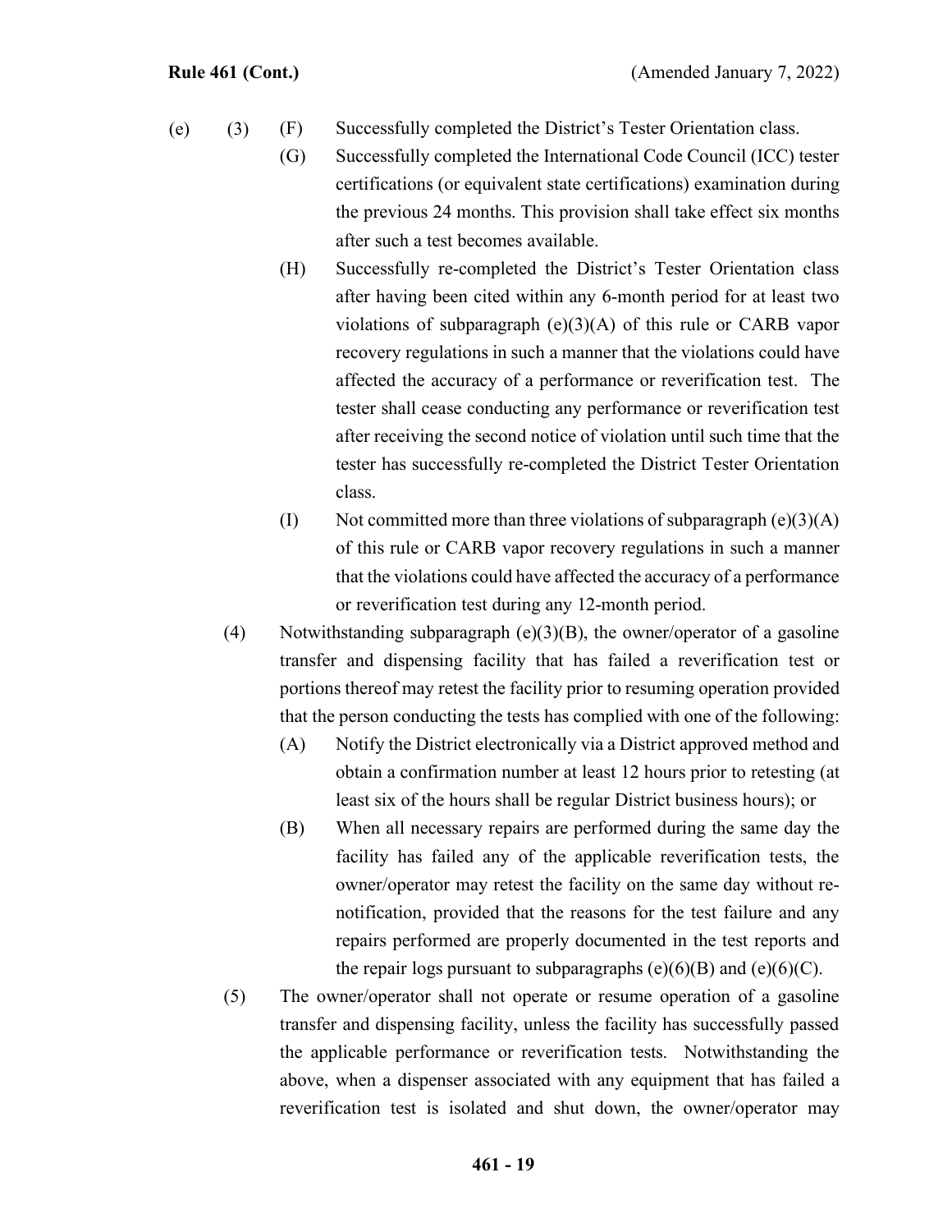(e) (3) (F) Successfully completed the District's Tester Orientation class.

(G) Successfully completed the International Code Council (ICC) tester certifications (or equivalent state certifications) examination during the previous 24 months. This provision shall take effect six months after such a test becomes available.

(H) Successfully re-completed the District's Tester Orientation class after having been cited within any 6-month period for at least two violations of subparagraph (e)(3)(A) of this rule or CARB vapor recovery regulations in such a manner that the violations could have affected the accuracy of a performance or reverification test. The tester shall cease conducting any performance or reverification test after receiving the second notice of violation until such time that the tester has successfully re-completed the District Tester Orientation class.

(I) Not committed more than three violations of subparagraph (e)(3)(A) of this rule or CARB vapor recovery regulations in such a manner that the violations could have affected the accuracy of a performance or reverification test during any 12-month period.

(4) Notwithstanding subparagraph (e)(3)(B), the owner/operator of a gasoline transfer and dispensing facility that has failed a reverification test or portions thereof may retest the facility prior to resuming operation provided that the person conducting the tests has complied with one of the following:

(A) Notify the District electronically via a District approved method and obtain a confirmation number at least 12 hours prior to retesting (at least six of the hours shall be regular District business hours); or

(B) When all necessary repairs are performed during the same day the facility has failed any of the applicable reverification tests, the owner/operator may retest the facility on the same day without re-notification, provided that the reasons for the test failure and any repairs performed are properly documented in the test reports and the repair logs pursuant to subparagraphs (e)(6)(B) and (e)(6)(C).

(5) The owner/operator shall not operate or resume operation of a gasoline transfer and dispensing facility, unless the facility has successfully passed the applicable performance or reverification tests. Notwithstanding the above, when a dispenser associated with any equipment that has failed a reverification test is isolated and shut down, the owner/operator may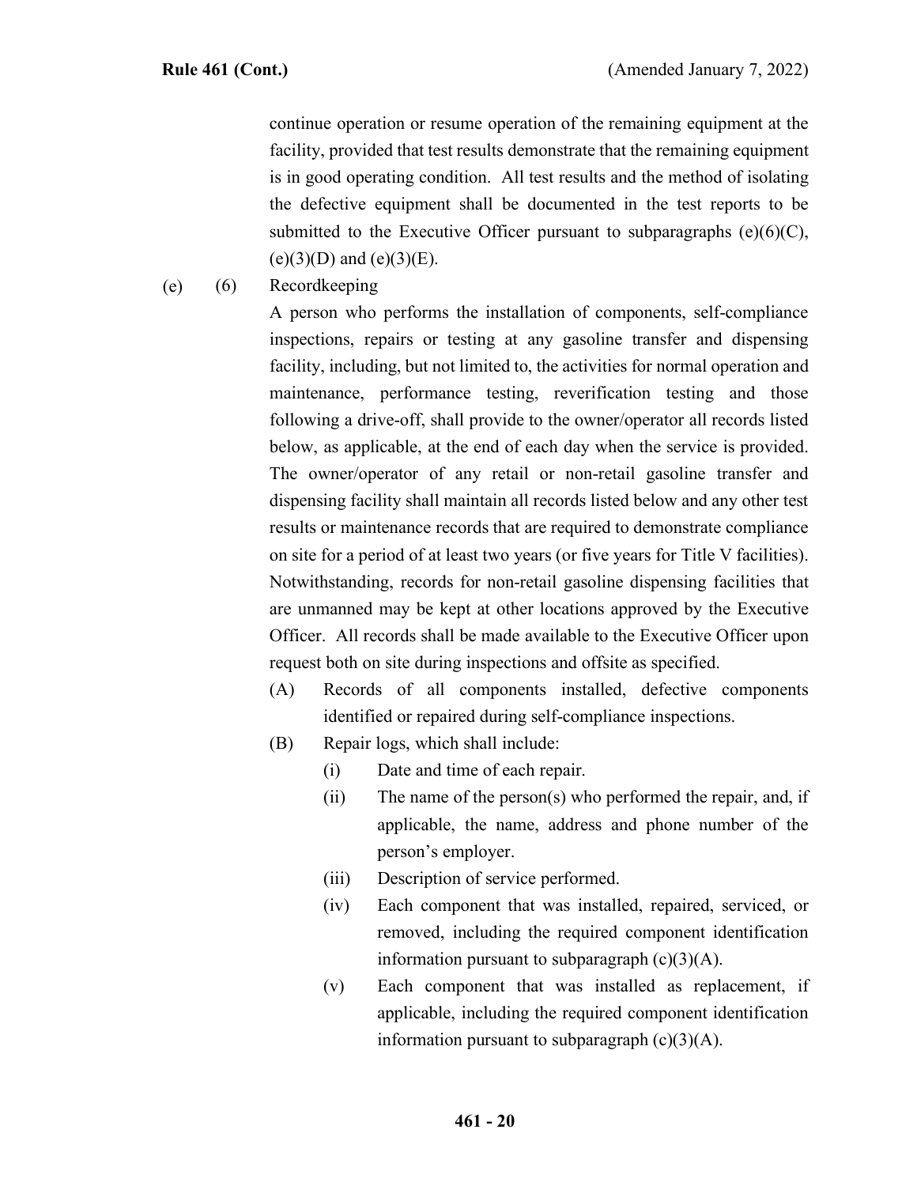continue operation or resume operation of the remaining equipment at the facility, provided that test results demonstrate that the remaining equipment is in good operating condition. All test results and the method of isolating the defective equipment shall be documented in the test reports to be submitted to the Executive Officer pursuant to subparagraphs (e)(6)(C), (e)(3)(D) and (e)(3)(E).

(e) (6) Recordkeeping

A person who performs the installation of components, self-compliance inspections, repairs or testing at any gasoline transfer and dispensing facility, including, but not limited to, the activities for normal operation and maintenance, performance testing, reverification testing and those following a drive-off, shall provide to the owner/operator all records listed below, as applicable, at the end of each day when the service is provided. The owner/operator of any retail or non-retail gasoline transfer and dispensing facility shall maintain all records listed below and any other test results or maintenance records that are required to demonstrate compliance on site for a period of at least two years (or five years for Title V facilities). Notwithstanding, records for non-retail gasoline dispensing facilities that are unmanned may be kept at other locations approved by the Executive Officer. All records shall be made available to the Executive Officer upon request both on site during inspections and offsite as specified.

(A) Records of all components installed, defective components identified or repaired during self-compliance inspections.

(B) Repair logs, which shall include:

(i) Date and time of each repair.

(ii) The name of the person(s) who performed the repair, and, if applicable, the name, address and phone number of the person's employer.

(iii) Description of service performed.

(iv) Each component that was installed, repaired, serviced, or removed, including the required component identification information pursuant to subparagraph (c)(3)(A).

(v) Each component that was installed as replacement, if applicable, including the required component identification information pursuant to subparagraph (c)(3)(A).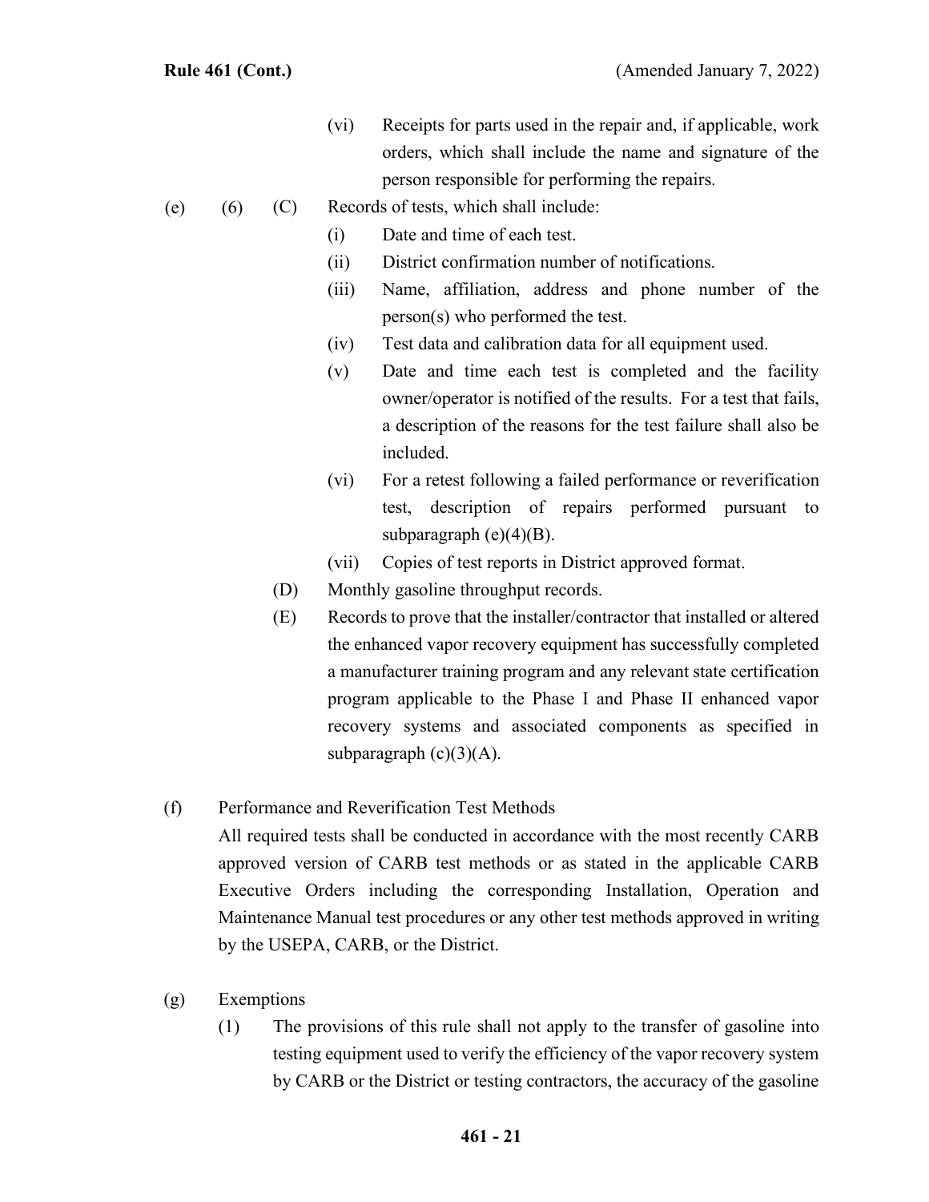(vi) Receipts for parts used in the repair and, if applicable, work orders, which shall include the name and signature of the person responsible for performing the repairs.

(e) (6) (C) Records of tests, which shall include:

(i) Date and time of each test.

(ii) District confirmation number of notifications.

(iii) Name, affiliation, address and phone number of the person(s) who performed the test.

(iv) Test data and calibration data for all equipment used.

(v) Date and time each test is completed and the facility owner/operator is notified of the results. For a test that fails, a description of the reasons for the test failure shall also be included.

(vi) For a retest following a failed performance or reverification test, description of repairs performed pursuant to subparagraph (e)(4)(B).

(vii) Copies of test reports in District approved format.

(D) Monthly gasoline throughput records.

(E) Records to prove that the installer/contractor that installed or altered the enhanced vapor recovery equipment has successfully completed a manufacturer training program and any relevant state certification program applicable to the Phase I and Phase II enhanced vapor recovery systems and associated components as specified in subparagraph (c)(3)(A).

(f) Performance and Reverification Test Methods

All required tests shall be conducted in accordance with the most recently CARB approved version of CARB test methods or as stated in the applicable CARB Executive Orders including the corresponding Installation, Operation and Maintenance Manual test procedures or any other test methods approved in writing by the USEPA, CARB, or the District.

(g) Exemptions

(1) The provisions of this rule shall not apply to the transfer of gasoline into testing equipment used to verify the efficiency of the vapor recovery system by CARB or the District or testing contractors, the accuracy of the gasoline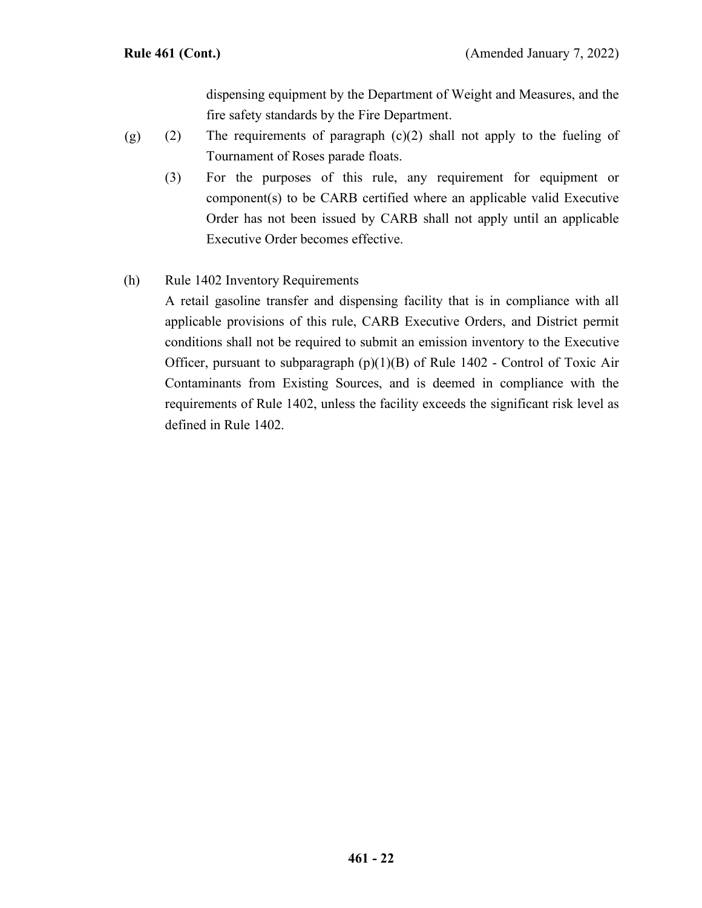dispensing equipment by the Department of Weight and Measures, and the fire safety standards by the Fire Department.

(g) (2) The requirements of paragraph (c)(2) shall not apply to the fueling of Tournament of Roses parade floats.

(3) For the purposes of this rule, any requirement for equipment or component(s) to be CARB certified where an applicable valid Executive Order has not been issued by CARB shall not apply until an applicable Executive Order becomes effective.

(h) Rule 1402 Inventory Requirements

A retail gasoline transfer and dispensing facility that is in compliance with all applicable provisions of this rule, CARB Executive Orders, and District permit conditions shall not be required to submit an emission inventory to the Executive Officer, pursuant to subparagraph (p)(1)(B) of Rule 1402 - Control of Toxic Air Contaminants from Existing Sources, and is deemed in compliance with the requirements of Rule 1402, unless the facility exceeds the significant risk level as defined in Rule 1402.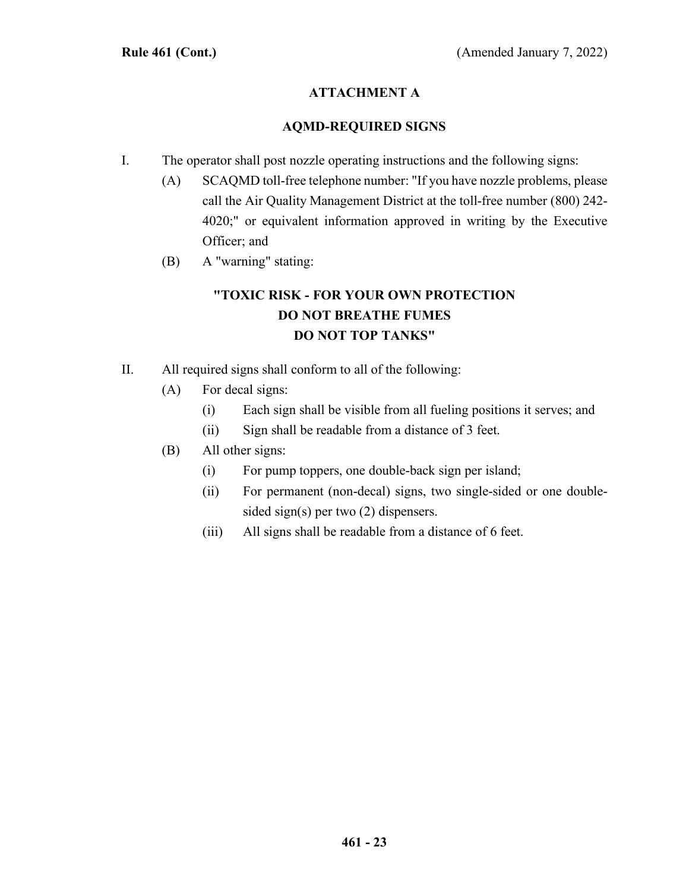## ATTACHMENT A

## AQMD-REQUIRED SIGNS

I. The operator shall post nozzle operating instructions and the following signs:

  (A) SCAQMD toll-free telephone number: "If you have nozzle problems, please call the Air Quality Management District at the toll-free number (800) 242-4020;" or equivalent information approved in writing by the Executive Officer; and

  (B) A "warning" stating:

**"TOXIC RISK - FOR YOUR OWN PROTECTION**
**DO NOT BREATHE FUMES**
**DO NOT TOP TANKS"**

II. All required signs shall conform to all of the following:

  (A) For decal signs:

    (i) Each sign shall be visible from all fueling positions it serves; and

    (ii) Sign shall be readable from a distance of 3 feet.

  (B) All other signs:

    (i) For pump toppers, one double-back sign per island;

    (ii) For permanent (non-decal) signs, two single-sided or one double-sided sign(s) per two (2) dispensers.

    (iii) All signs shall be readable from a distance of 6 feet.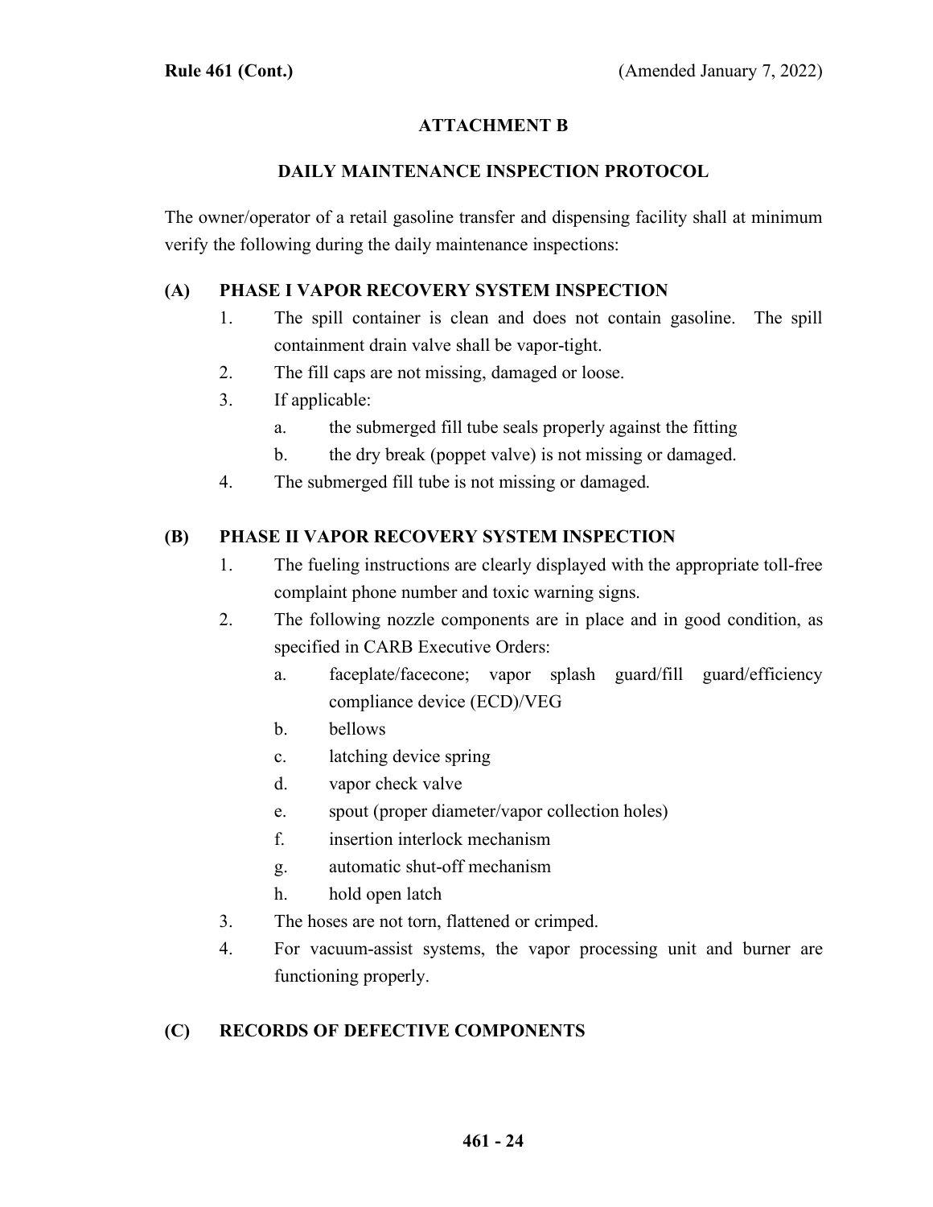## ATTACHMENT B

### DAILY MAINTENANCE INSPECTION PROTOCOL

The owner/operator of a retail gasoline transfer and dispensing facility shall at minimum verify the following during the daily maintenance inspections:

**(A) PHASE I VAPOR RECOVERY SYSTEM INSPECTION**

1. The spill container is clean and does not contain gasoline. The spill containment drain valve shall be vapor-tight.
2. The fill caps are not missing, damaged or loose.
3. If applicable:
   a. the submerged fill tube seals properly against the fitting
   b. the dry break (poppet valve) is not missing or damaged.
4. The submerged fill tube is not missing or damaged.

**(B) PHASE II VAPOR RECOVERY SYSTEM INSPECTION**

1. The fueling instructions are clearly displayed with the appropriate toll-free complaint phone number and toxic warning signs.
2. The following nozzle components are in place and in good condition, as specified in CARB Executive Orders:
   a. faceplate/facecone; vapor splash guard/fill guard/efficiency compliance device (ECD)/VEG
   b. bellows
   c. latching device spring
   d. vapor check valve
   e. spout (proper diameter/vapor collection holes)
   f. insertion interlock mechanism
   g. automatic shut-off mechanism
   h. hold open latch
3. The hoses are not torn, flattened or crimped.
4. For vacuum-assist systems, the vapor processing unit and burner are functioning properly.

**(C) RECORDS OF DEFECTIVE COMPONENTS**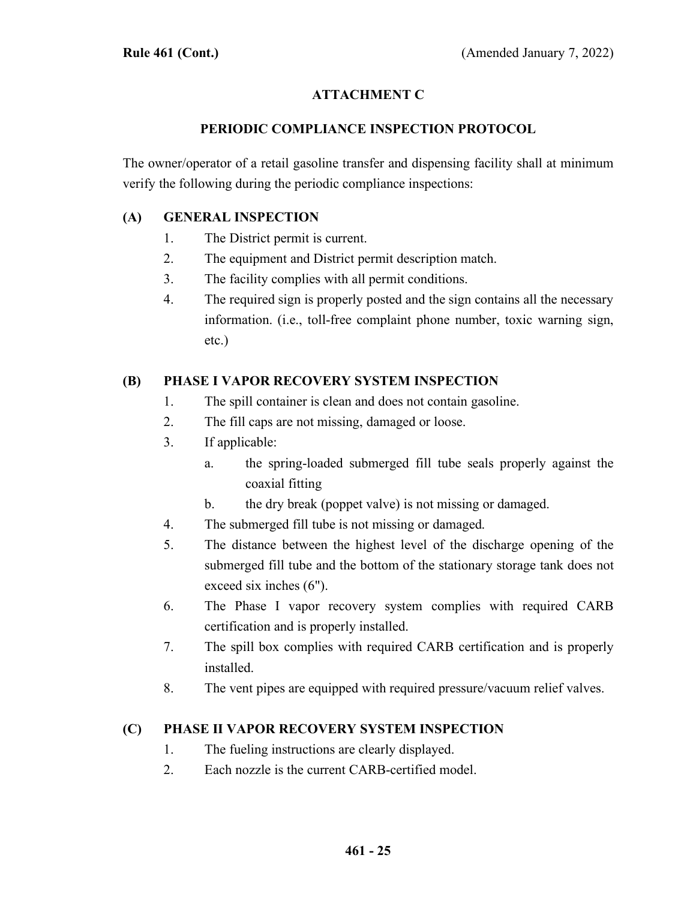## ATTACHMENT C

## PERIODIC COMPLIANCE INSPECTION PROTOCOL

The owner/operator of a retail gasoline transfer and dispensing facility shall at minimum verify the following during the periodic compliance inspections:

### (A) GENERAL INSPECTION

1. The District permit is current.
2. The equipment and District permit description match.
3. The facility complies with all permit conditions.
4. The required sign is properly posted and the sign contains all the necessary information. (i.e., toll-free complaint phone number, toxic warning sign, etc.)

### (B) PHASE I VAPOR RECOVERY SYSTEM INSPECTION

1. The spill container is clean and does not contain gasoline.
2. The fill caps are not missing, damaged or loose.
3. If applicable:
   a. the spring-loaded submerged fill tube seals properly against the coaxial fitting
   b. the dry break (poppet valve) is not missing or damaged.
4. The submerged fill tube is not missing or damaged.
5. The distance between the highest level of the discharge opening of the submerged fill tube and the bottom of the stationary storage tank does not exceed six inches (6").
6. The Phase I vapor recovery system complies with required CARB certification and is properly installed.
7. The spill box complies with required CARB certification and is properly installed.
8. The vent pipes are equipped with required pressure/vacuum relief valves.

### (C) PHASE II VAPOR RECOVERY SYSTEM INSPECTION

1. The fueling instructions are clearly displayed.
2. Each nozzle is the current CARB-certified model.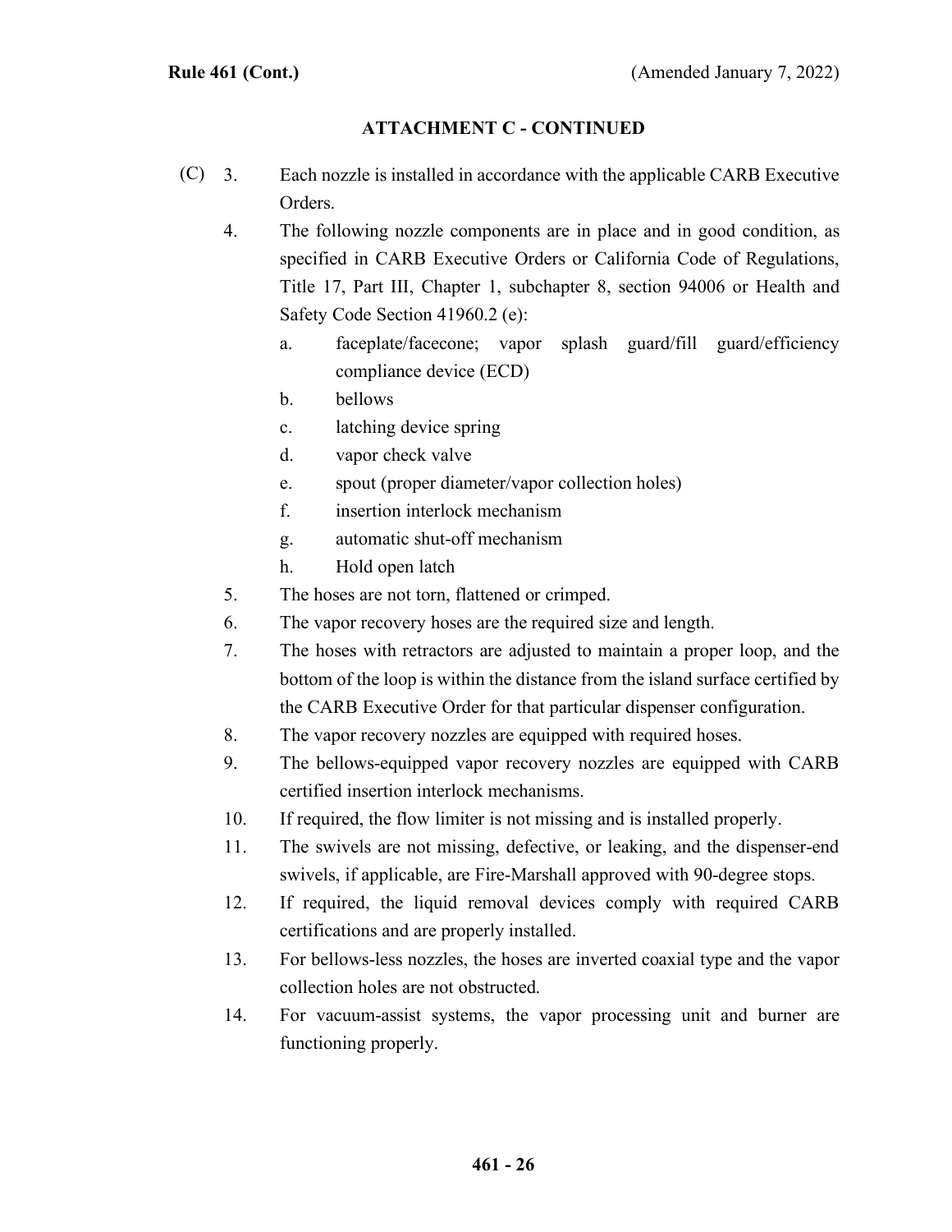## ATTACHMENT C - CONTINUED

(C) 3. Each nozzle is installed in accordance with the applicable CARB Executive Orders.

4. The following nozzle components are in place and in good condition, as specified in CARB Executive Orders or California Code of Regulations, Title 17, Part III, Chapter 1, subchapter 8, section 94006 or Health and Safety Code Section 41960.2 (e):

   a. faceplate/facecone; vapor splash guard/fill guard/efficiency compliance device (ECD)

   b. bellows

   c. latching device spring

   d. vapor check valve

   e. spout (proper diameter/vapor collection holes)

   f. insertion interlock mechanism

   g. automatic shut-off mechanism

   h. Hold open latch

5. The hoses are not torn, flattened or crimped.

6. The vapor recovery hoses are the required size and length.

7. The hoses with retractors are adjusted to maintain a proper loop, and the bottom of the loop is within the distance from the island surface certified by the CARB Executive Order for that particular dispenser configuration.

8. The vapor recovery nozzles are equipped with required hoses.

9. The bellows-equipped vapor recovery nozzles are equipped with CARB certified insertion interlock mechanisms.

10. If required, the flow limiter is not missing and is installed properly.

11. The swivels are not missing, defective, or leaking, and the dispenser-end swivels, if applicable, are Fire-Marshall approved with 90-degree stops.

12. If required, the liquid removal devices comply with required CARB certifications and are properly installed.

13. For bellows-less nozzles, the hoses are inverted coaxial type and the vapor collection holes are not obstructed.

14. For vacuum-assist systems, the vapor processing unit and burner are functioning properly.